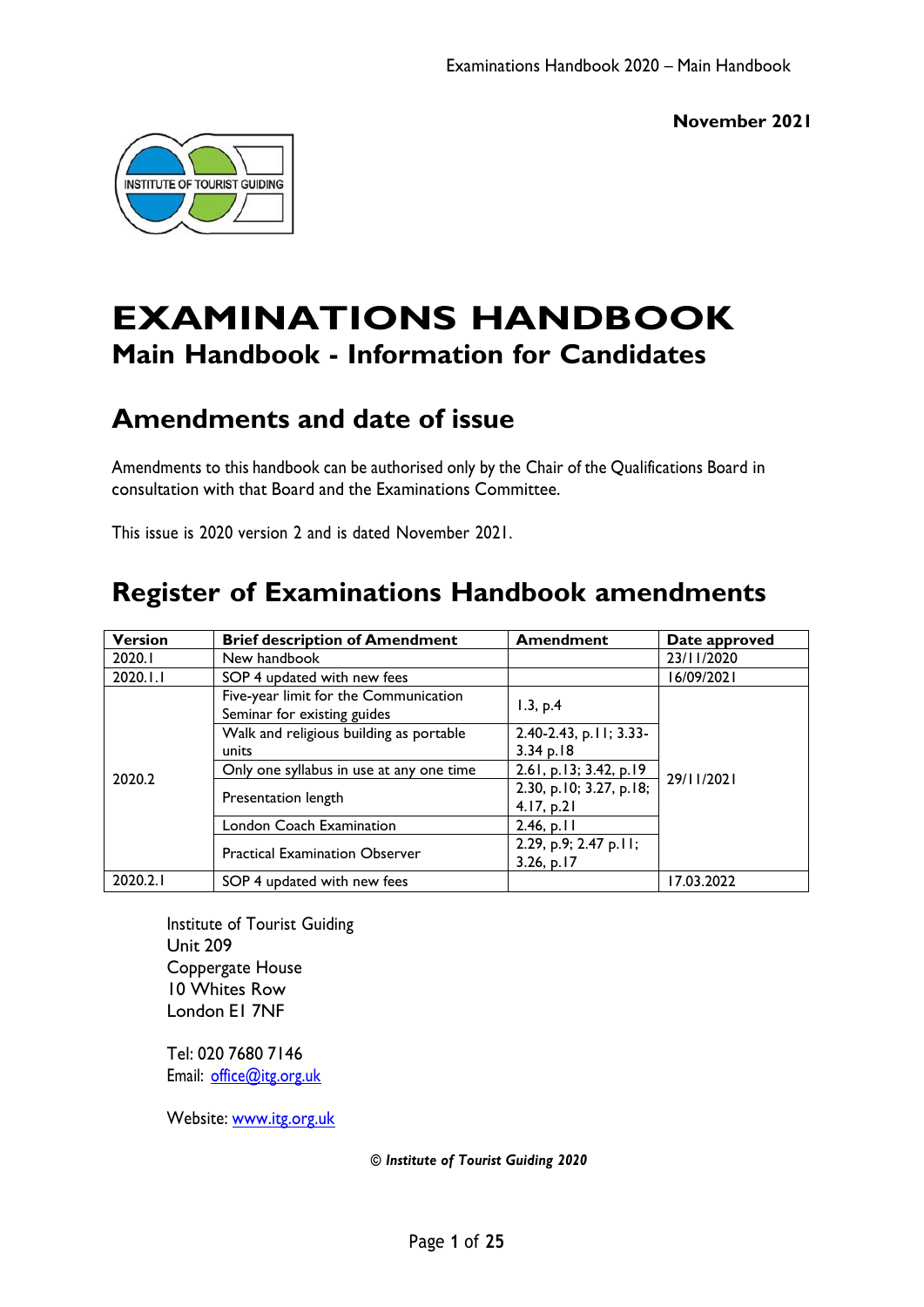**November 2021**

# EXAMINATIONS HANDBOOK

## Main Handbook - Information for Candidates

## Amendments and date of issue

Amendments to this handbook can be authorised only by the Chair of the Qualifications Board in consultation with that Board and the Examinations Committee.

This issue is 2020 version 2 and is dated November 2021.

## Register of Examinations Handbook amendments

| Version | Brief description of Amendment | Amendment | Date approved |
|---|---|---|---|
| 2020.1 | New handbook | | 23/11/2020 |
| 2020.1.1 | SOP 4 updated with new fees | | 16/09/2021 |
| 2020.2 | Five-year limit for the Communication Seminar for existing guides | 1.3, p.4 | 29/11/2021 |
| | Walk and religious building as portable units | 2.40-2.43, p.11; 3.33-3.34 p.18 | |
| | Only one syllabus in use at any one time | 2.61, p.13; 3.42, p.19 | |
| | Presentation length | 2.30, p.10; 3.27, p.18; 4.17, p.21 | |
| | London Coach Examination | 2.46, p.11 | |
| | Practical Examination Observer | 2.29, p.9; 2.47 p.11; 3.26, p.17 | |
| 2020.2.1 | SOP 4 updated with new fees | | 17.03.2022 |

Institute of Tourist Guiding
Unit 209
Coppergate House
10 Whites Row
London E1 7NF

Tel: 020 7680 7146
Email: office@itg.org.uk

Website: www.itg.org.uk

*© Institute of Tourist Guiding 2020*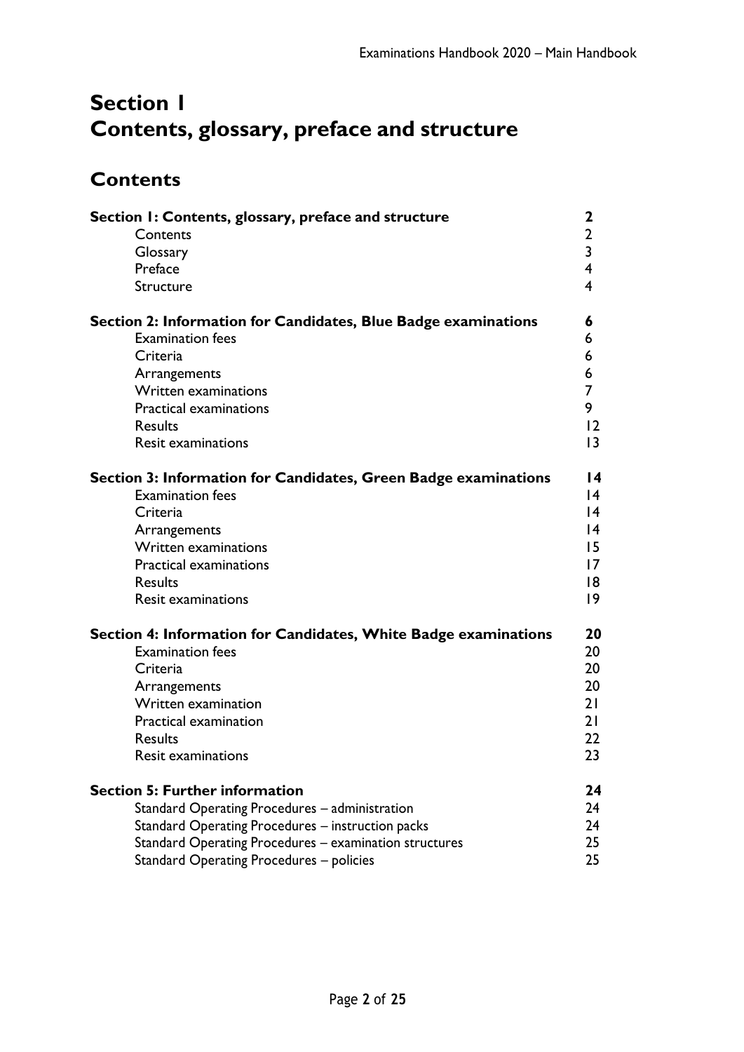# Section 1
# Contents, glossary, preface and structure

## Contents

| | |
|---|---|
| **Section 1: Contents, glossary, preface and structure** | **2** |
| Contents | 2 |
| Glossary | 3 |
| Preface | 4 |
| Structure | 4 |
| **Section 2: Information for Candidates, Blue Badge examinations** | **6** |
| Examination fees | 6 |
| Criteria | 6 |
| Arrangements | 6 |
| Written examinations | 7 |
| Practical examinations | 9 |
| Results | 12 |
| Resit examinations | 13 |
| **Section 3: Information for Candidates, Green Badge examinations** | **14** |
| Examination fees | 14 |
| Criteria | 14 |
| Arrangements | 14 |
| Written examinations | 15 |
| Practical examinations | 17 |
| Results | 18 |
| Resit examinations | 19 |
| **Section 4: Information for Candidates, White Badge examinations** | **20** |
| Examination fees | 20 |
| Criteria | 20 |
| Arrangements | 20 |
| Written examination | 21 |
| Practical examination | 21 |
| Results | 22 |
| Resit examinations | 23 |
| **Section 5: Further information** | **24** |
| Standard Operating Procedures – administration | 24 |
| Standard Operating Procedures – instruction packs | 24 |
| Standard Operating Procedures – examination structures | 25 |
| Standard Operating Procedures – policies | 25 |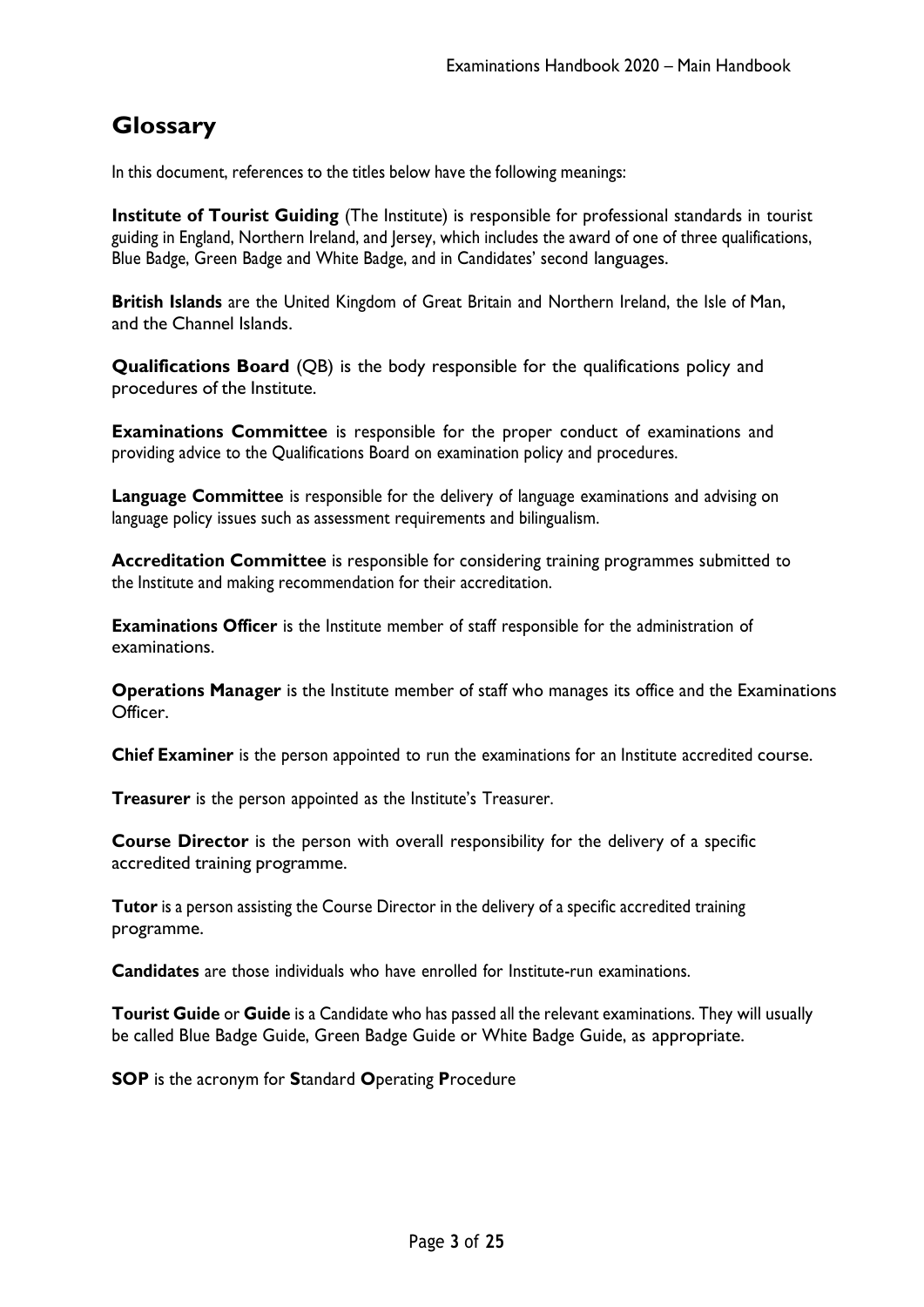## Glossary

In this document, references to the titles below have the following meanings:

**Institute of Tourist Guiding** (The Institute) is responsible for professional standards in tourist guiding in England, Northern Ireland, and Jersey, which includes the award of one of three qualifications, Blue Badge, Green Badge and White Badge, and in Candidates' second languages.

**British Islands** are the United Kingdom of Great Britain and Northern Ireland, the Isle of Man, and the Channel Islands.

**Qualifications Board** (QB) is the body responsible for the qualifications policy and procedures of the Institute.

**Examinations Committee** is responsible for the proper conduct of examinations and providing advice to the Qualifications Board on examination policy and procedures.

**Language Committee** is responsible for the delivery of language examinations and advising on language policy issues such as assessment requirements and bilingualism.

**Accreditation Committee** is responsible for considering training programmes submitted to the Institute and making recommendation for their accreditation.

**Examinations Officer** is the Institute member of staff responsible for the administration of examinations.

**Operations Manager** is the Institute member of staff who manages its office and the Examinations Officer.

**Chief Examiner** is the person appointed to run the examinations for an Institute accredited course.

**Treasurer** is the person appointed as the Institute's Treasurer.

**Course Director** is the person with overall responsibility for the delivery of a specific accredited training programme.

**Tutor** is a person assisting the Course Director in the delivery of a specific accredited training programme.

**Candidates** are those individuals who have enrolled for Institute-run examinations.

**Tourist Guide** or **Guide** is a Candidate who has passed all the relevant examinations. They will usually be called Blue Badge Guide, Green Badge Guide or White Badge Guide, as appropriate.

**SOP** is the acronym for **S**tandard **O**perating **P**rocedure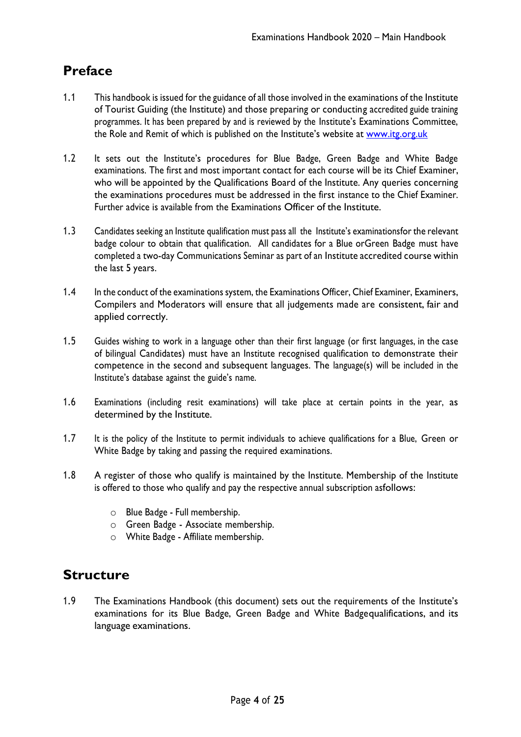## Preface

1.1 This handbook is issued for the guidance of all those involved in the examinations of the Institute of Tourist Guiding (the Institute) and those preparing or conducting accredited guide training programmes. It has been prepared by and is reviewed by the Institute's Examinations Committee, the Role and Remit of which is published on the Institute's website at [www.itg.org.uk](http://www.itg.org.uk)

1.2 It sets out the Institute's procedures for Blue Badge, Green Badge and White Badge examinations. The first and most important contact for each course will be its Chief Examiner, who will be appointed by the Qualifications Board of the Institute. Any queries concerning the examinations procedures must be addressed in the first instance to the Chief Examiner. Further advice is available from the Examinations Officer of the Institute.

1.3 Candidates seeking an Institute qualification must pass all the Institute's examinationsfor the relevant badge colour to obtain that qualification. All candidates for a Blue orGreen Badge must have completed a two-day Communications Seminar as part of an Institute accredited course within the last 5 years.

1.4 In the conduct of the examinations system, the Examinations Officer, Chief Examiner, Examiners, Compilers and Moderators will ensure that all judgements made are consistent, fair and applied correctly.

1.5 Guides wishing to work in a language other than their first language (or first languages, in the case of bilingual Candidates) must have an Institute recognised qualification to demonstrate their competence in the second and subsequent languages. The language(s) will be included in the Institute's database against the guide's name.

1.6 Examinations (including resit examinations) will take place at certain points in the year, as determined by the Institute.

1.7 It is the policy of the Institute to permit individuals to achieve qualifications for a Blue, Green or White Badge by taking and passing the required examinations.

1.8 A register of those who qualify is maintained by the Institute. Membership of the Institute is offered to those who qualify and pay the respective annual subscription asfollows:

- Blue Badge - Full membership.
- Green Badge - Associate membership.
- White Badge - Affiliate membership.

## Structure

1.9 The Examinations Handbook (this document) sets out the requirements of the Institute's examinations for its Blue Badge, Green Badge and White Badgequalifications, and its language examinations.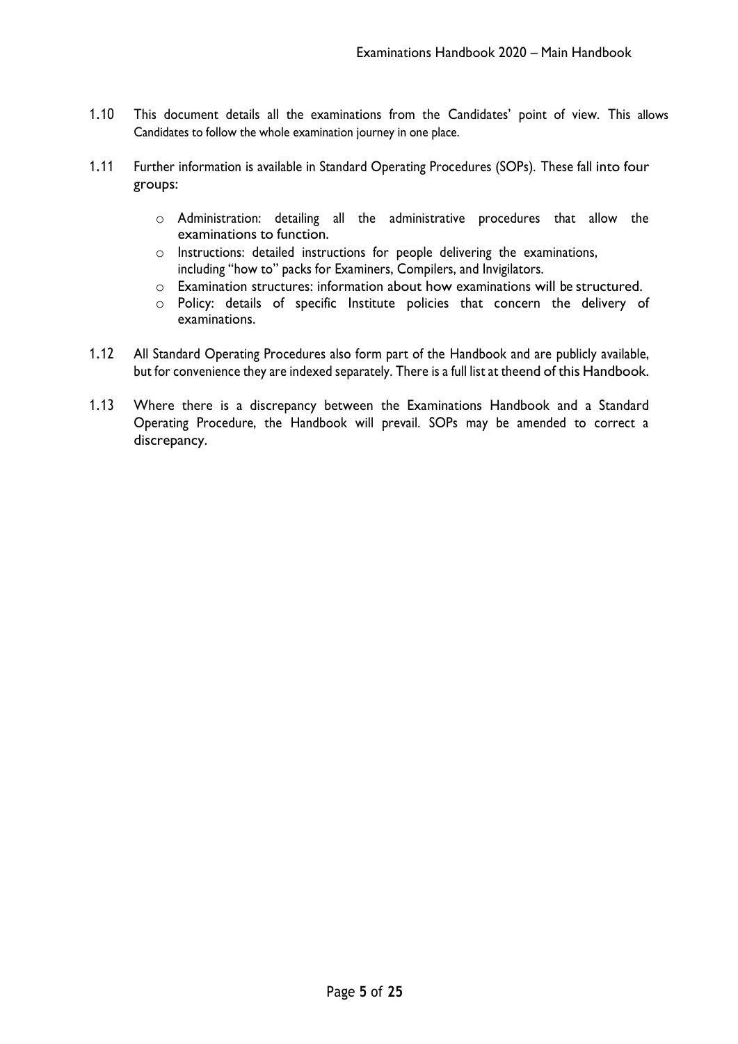1.10 This document details all the examinations from the Candidates' point of view. This allows Candidates to follow the whole examination journey in one place.

1.11 Further information is available in Standard Operating Procedures (SOPs). These fall into four groups:

- Administration: detailing all the administrative procedures that allow the examinations to function.
- Instructions: detailed instructions for people delivering the examinations, including "how to" packs for Examiners, Compilers, and Invigilators.
- Examination structures: information about how examinations will be structured.
- Policy: details of specific Institute policies that concern the delivery of examinations.

1.12 All Standard Operating Procedures also form part of the Handbook and are publicly available, but for convenience they are indexed separately. There is a full list at theend of this Handbook.

1.13 Where there is a discrepancy between the Examinations Handbook and a Standard Operating Procedure, the Handbook will prevail. SOPs may be amended to correct a discrepancy.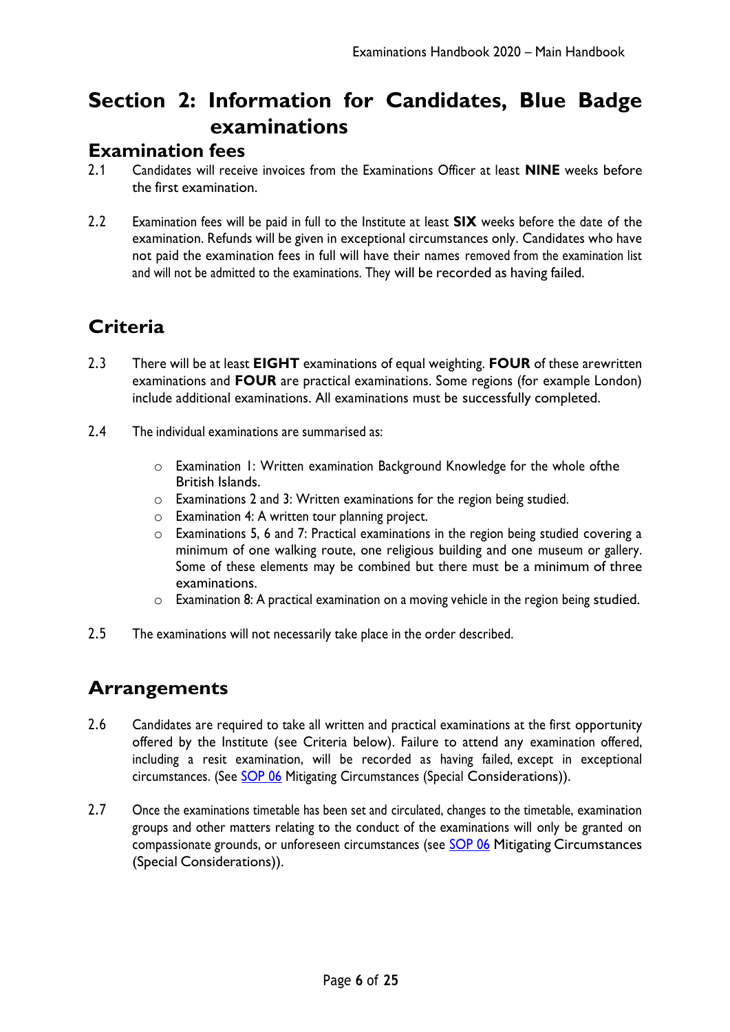# Section 2: Information for Candidates, Blue Badge examinations

## Examination fees

2.1 Candidates will receive invoices from the Examinations Officer at least **NINE** weeks before the first examination.

2.2 Examination fees will be paid in full to the Institute at least **SIX** weeks before the date of the examination. Refunds will be given in exceptional circumstances only. Candidates who have not paid the examination fees in full will have their names removed from the examination list and will not be admitted to the examinations. They will be recorded as having failed.

## Criteria

2.3 There will be at least **EIGHT** examinations of equal weighting. **FOUR** of these arewritten examinations and **FOUR** are practical examinations. Some regions (for example London) include additional examinations. All examinations must be successfully completed.

2.4 The individual examinations are summarised as:

- Examination 1: Written examination Background Knowledge for the whole ofthe British Islands.
- Examinations 2 and 3: Written examinations for the region being studied.
- Examination 4: A written tour planning project.
- Examinations 5, 6 and 7: Practical examinations in the region being studied covering a minimum of one walking route, one religious building and one museum or gallery. Some of these elements may be combined but there must be a minimum of three examinations.
- Examination 8: A practical examination on a moving vehicle in the region being studied.

2.5 The examinations will not necessarily take place in the order described.

## Arrangements

2.6 Candidates are required to take all written and practical examinations at the first opportunity offered by the Institute (see Criteria below). Failure to attend any examination offered, including a resit examination, will be recorded as having failed, except in exceptional circumstances. (See SOP 06 Mitigating Circumstances (Special Considerations)).

2.7 Once the examinations timetable has been set and circulated, changes to the timetable, examination groups and other matters relating to the conduct of the examinations will only be granted on compassionate grounds, or unforeseen circumstances (see SOP 06 Mitigating Circumstances (Special Considerations)).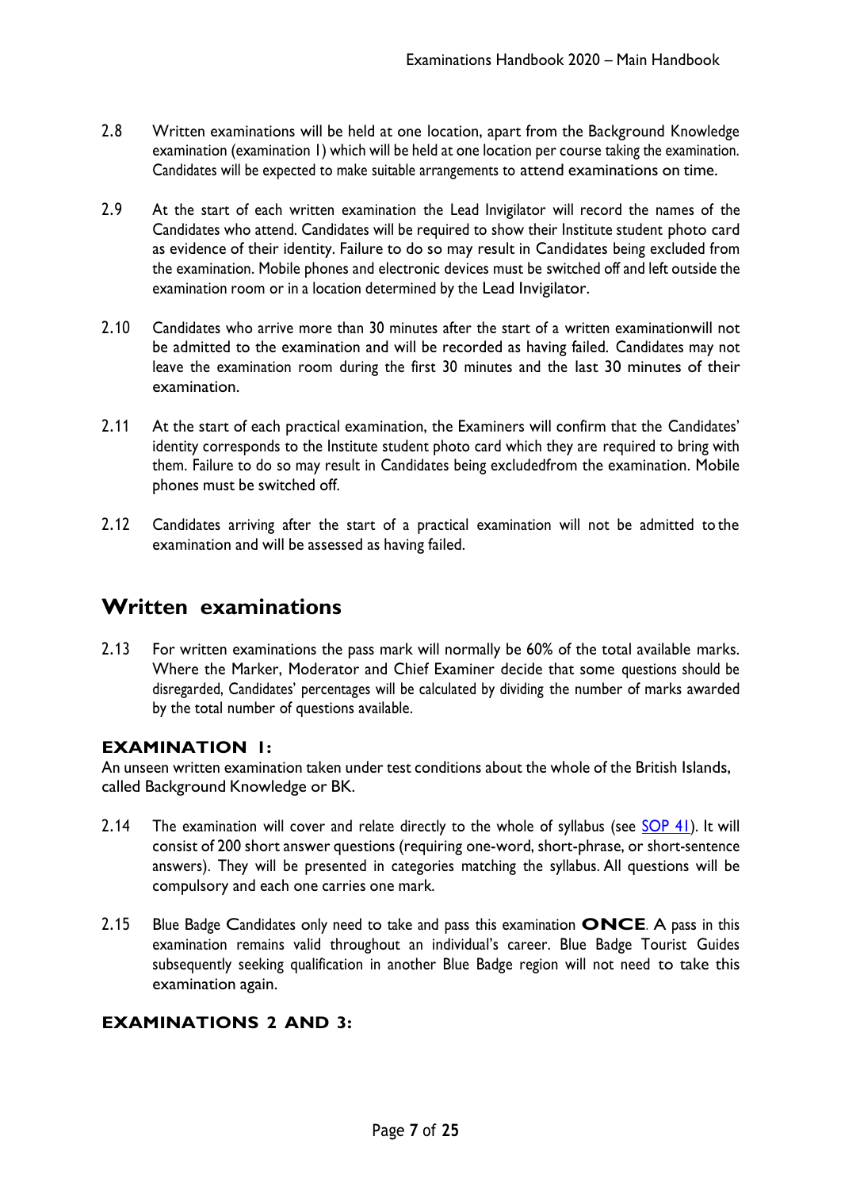2.8 Written examinations will be held at one location, apart from the Background Knowledge examination (examination 1) which will be held at one location per course taking the examination. Candidates will be expected to make suitable arrangements to attend examinations on time.

2.9 At the start of each written examination the Lead Invigilator will record the names of the Candidates who attend. Candidates will be required to show their Institute student photo card as evidence of their identity. Failure to do so may result in Candidates being excluded from the examination. Mobile phones and electronic devices must be switched off and left outside the examination room or in a location determined by the Lead Invigilator.

2.10 Candidates who arrive more than 30 minutes after the start of a written examinationwill not be admitted to the examination and will be recorded as having failed. Candidates may not leave the examination room during the first 30 minutes and the last 30 minutes of their examination.

2.11 At the start of each practical examination, the Examiners will confirm that the Candidates' identity corresponds to the Institute student photo card which they are required to bring with them. Failure to do so may result in Candidates being excludedfrom the examination. Mobile phones must be switched off.

2.12 Candidates arriving after the start of a practical examination will not be admitted to the examination and will be assessed as having failed.

## Written examinations

2.13 For written examinations the pass mark will normally be 60% of the total available marks. Where the Marker, Moderator and Chief Examiner decide that some questions should be disregarded, Candidates' percentages will be calculated by dividing the number of marks awarded by the total number of questions available.

### EXAMINATION 1:

An unseen written examination taken under test conditions about the whole of the British Islands, called Background Knowledge or BK.

2.14 The examination will cover and relate directly to the whole of syllabus (see SOP 41). It will consist of 200 short answer questions (requiring one-word, short-phrase, or short-sentence answers). They will be presented in categories matching the syllabus. All questions will be compulsory and each one carries one mark.

2.15 Blue Badge Candidates only need to take and pass this examination **ONCE**. A pass in this examination remains valid throughout an individual's career. Blue Badge Tourist Guides subsequently seeking qualification in another Blue Badge region will not need to take this examination again.

### EXAMINATIONS 2 AND 3: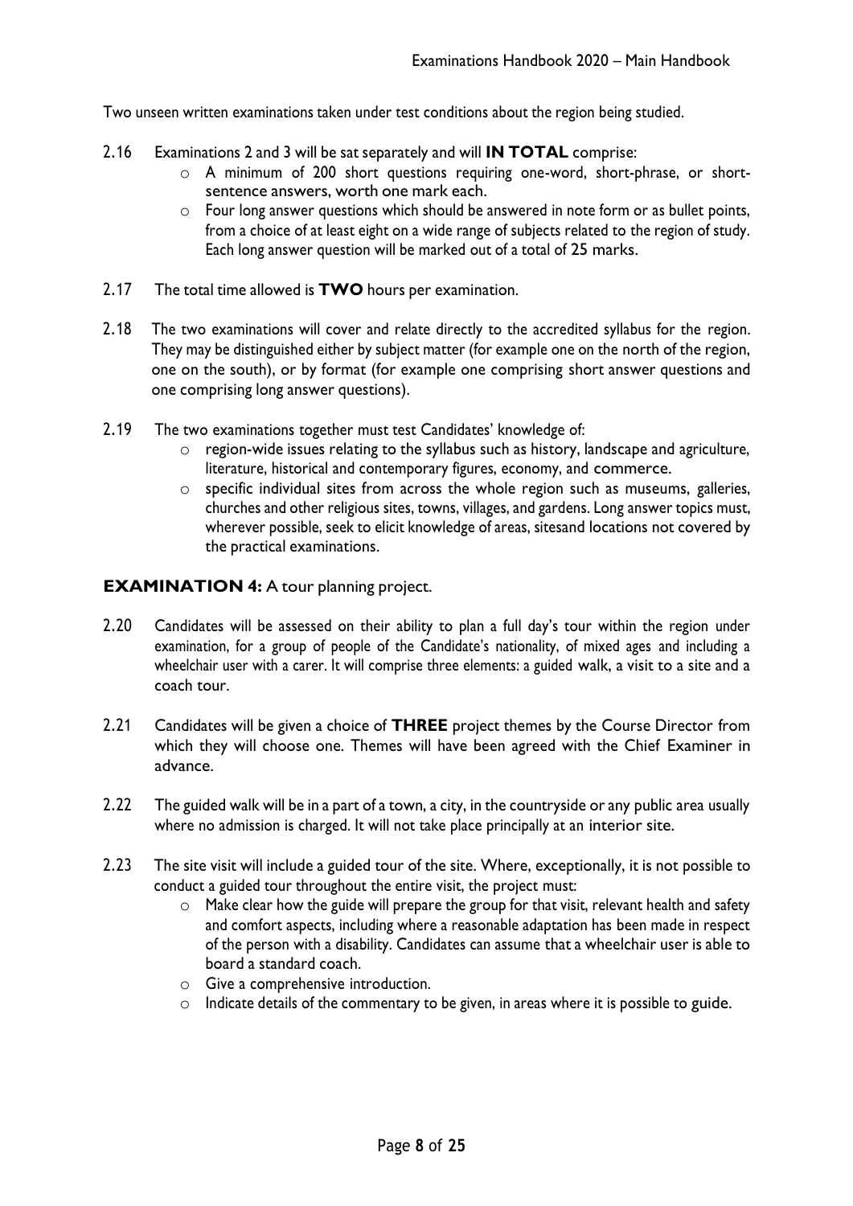Two unseen written examinations taken under test conditions about the region being studied.

2.16 Examinations 2 and 3 will be sat separately and will **IN TOTAL** comprise:
- A minimum of 200 short questions requiring one-word, short-phrase, or short-sentence answers, worth one mark each.
- Four long answer questions which should be answered in note form or as bullet points, from a choice of at least eight on a wide range of subjects related to the region of study. Each long answer question will be marked out of a total of 25 marks.

2.17 The total time allowed is **TWO** hours per examination.

2.18 The two examinations will cover and relate directly to the accredited syllabus for the region. They may be distinguished either by subject matter (for example one on the north of the region, one on the south), or by format (for example one comprising short answer questions and one comprising long answer questions).

2.19 The two examinations together must test Candidates' knowledge of:
- region-wide issues relating to the syllabus such as history, landscape and agriculture, literature, historical and contemporary figures, economy, and commerce.
- specific individual sites from across the whole region such as museums, galleries, churches and other religious sites, towns, villages, and gardens. Long answer topics must, wherever possible, seek to elicit knowledge of areas, sitesand locations not covered by the practical examinations.

### EXAMINATION 4: A tour planning project.

2.20 Candidates will be assessed on their ability to plan a full day's tour within the region under examination, for a group of people of the Candidate's nationality, of mixed ages and including a wheelchair user with a carer. It will comprise three elements: a guided walk, a visit to a site and a coach tour.

2.21 Candidates will be given a choice of **THREE** project themes by the Course Director from which they will choose one. Themes will have been agreed with the Chief Examiner in advance.

2.22 The guided walk will be in a part of a town, a city, in the countryside or any public area usually where no admission is charged. It will not take place principally at an interior site.

2.23 The site visit will include a guided tour of the site. Where, exceptionally, it is not possible to conduct a guided tour throughout the entire visit, the project must:
- Make clear how the guide will prepare the group for that visit, relevant health and safety and comfort aspects, including where a reasonable adaptation has been made in respect of the person with a disability. Candidates can assume that a wheelchair user is able to board a standard coach.
- Give a comprehensive introduction.
- Indicate details of the commentary to be given, in areas where it is possible to guide.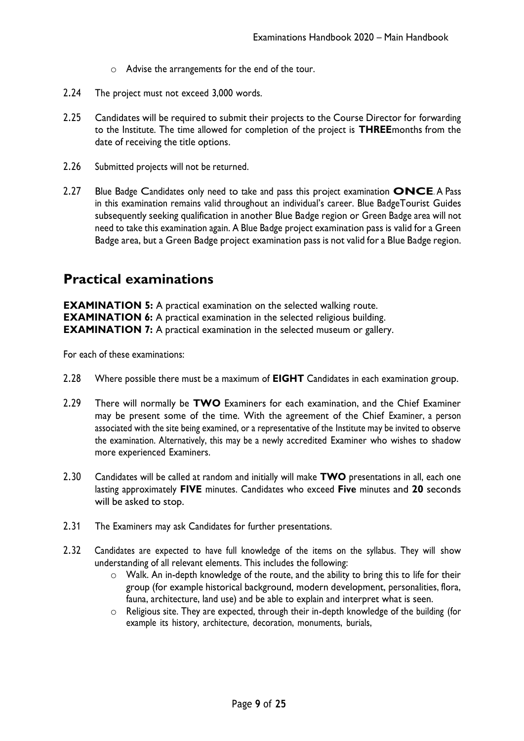- Advise the arrangements for the end of the tour.

2.24 The project must not exceed 3,000 words.

2.25 Candidates will be required to submit their projects to the Course Director for forwarding to the Institute. The time allowed for completion of the project is **THREE**months from the date of receiving the title options.

2.26 Submitted projects will not be returned.

2.27 Blue Badge Candidates only need to take and pass this project examination **ONCE**. A Pass in this examination remains valid throughout an individual's career. Blue BadgeTourist Guides subsequently seeking qualification in another Blue Badge region or Green Badge area will not need to take this examination again. A Blue Badge project examination pass is valid for a Green Badge area, but a Green Badge project examination pass is not valid for a Blue Badge region.

## Practical examinations

**EXAMINATION 5:** A practical examination on the selected walking route.
**EXAMINATION 6:** A practical examination in the selected religious building.
**EXAMINATION 7:** A practical examination in the selected museum or gallery.

For each of these examinations:

2.28 Where possible there must be a maximum of **EIGHT** Candidates in each examination group.

2.29 There will normally be **TWO** Examiners for each examination, and the Chief Examiner may be present some of the time. With the agreement of the Chief Examiner, a person associated with the site being examined, or a representative of the Institute may be invited to observe the examination. Alternatively, this may be a newly accredited Examiner who wishes to shadow more experienced Examiners.

2.30 Candidates will be called at random and initially will make **TWO** presentations in all, each one lasting approximately **FIVE** minutes. Candidates who exceed **Five** minutes and **20** seconds will be asked to stop.

2.31 The Examiners may ask Candidates for further presentations.

2.32 Candidates are expected to have full knowledge of the items on the syllabus. They will show understanding of all relevant elements. This includes the following:
- Walk. An in-depth knowledge of the route, and the ability to bring this to life for their group (for example historical background, modern development, personalities, flora, fauna, architecture, land use) and be able to explain and interpret what is seen.
- Religious site. They are expected, through their in-depth knowledge of the building (for example its history, architecture, decoration, monuments, burials,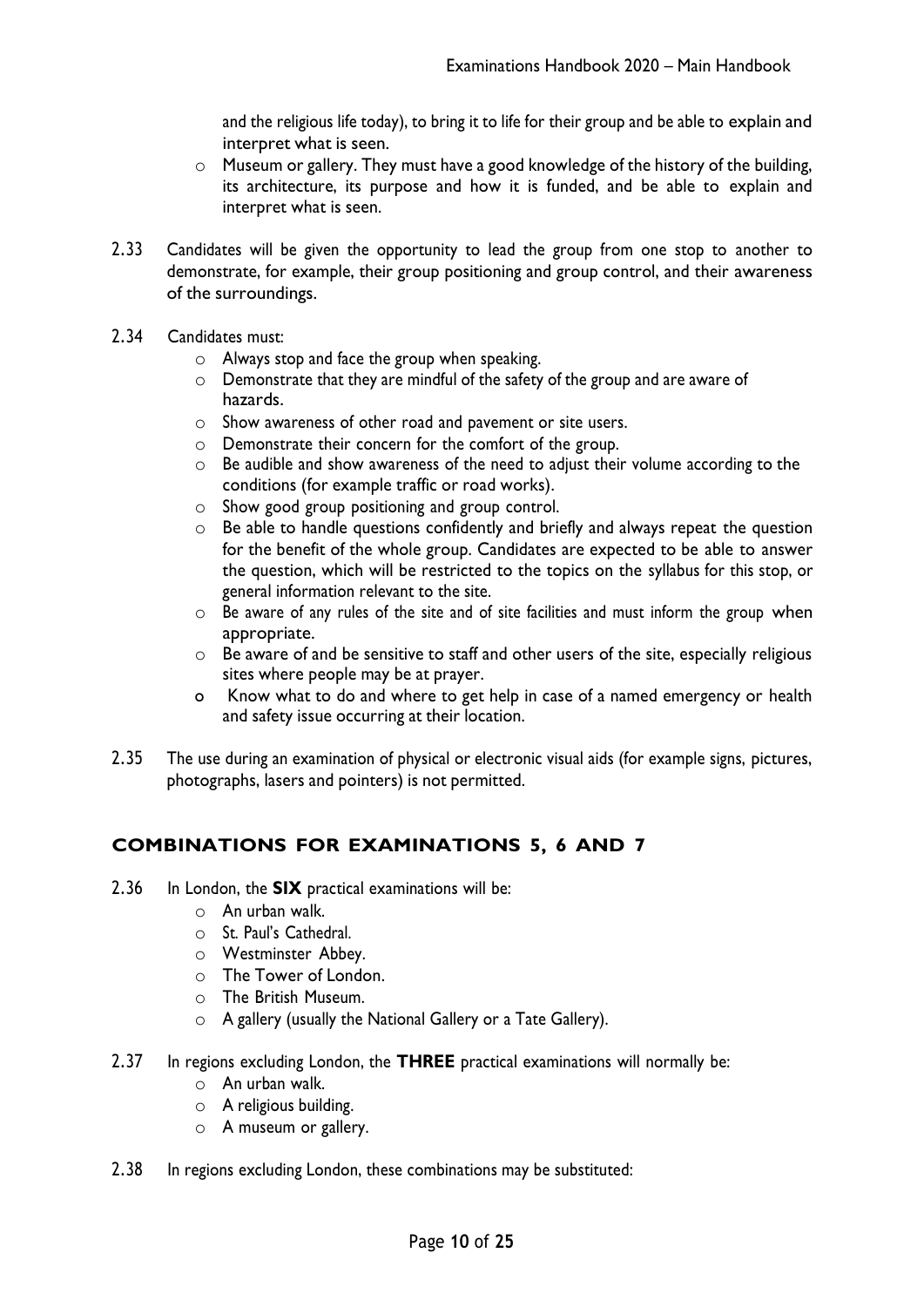and the religious life today), to bring it to life for their group and be able to explain and interpret what is seen.

- Museum or gallery. They must have a good knowledge of the history of the building, its architecture, its purpose and how it is funded, and be able to explain and interpret what is seen.

2.33 Candidates will be given the opportunity to lead the group from one stop to another to demonstrate, for example, their group positioning and group control, and their awareness of the surroundings.

2.34 Candidates must:

- Always stop and face the group when speaking.
- Demonstrate that they are mindful of the safety of the group and are aware of hazards.
- Show awareness of other road and pavement or site users.
- Demonstrate their concern for the comfort of the group.
- Be audible and show awareness of the need to adjust their volume according to the conditions (for example traffic or road works).
- Show good group positioning and group control.
- Be able to handle questions confidently and briefly and always repeat the question for the benefit of the whole group. Candidates are expected to be able to answer the question, which will be restricted to the topics on the syllabus for this stop, or general information relevant to the site.
- Be aware of any rules of the site and of site facilities and must inform the group when appropriate.
- Be aware of and be sensitive to staff and other users of the site, especially religious sites where people may be at prayer.
- Know what to do and where to get help in case of a named emergency or health and safety issue occurring at their location.

2.35 The use during an examination of physical or electronic visual aids (for example signs, pictures, photographs, lasers and pointers) is not permitted.

## COMBINATIONS FOR EXAMINATIONS 5, 6 AND 7

2.36 In London, the **SIX** practical examinations will be:

- An urban walk.
- St. Paul's Cathedral.
- Westminster Abbey.
- The Tower of London.
- The British Museum.
- A gallery (usually the National Gallery or a Tate Gallery).

2.37 In regions excluding London, the **THREE** practical examinations will normally be:

- An urban walk.
- A religious building.
- A museum or gallery.

2.38 In regions excluding London, these combinations may be substituted: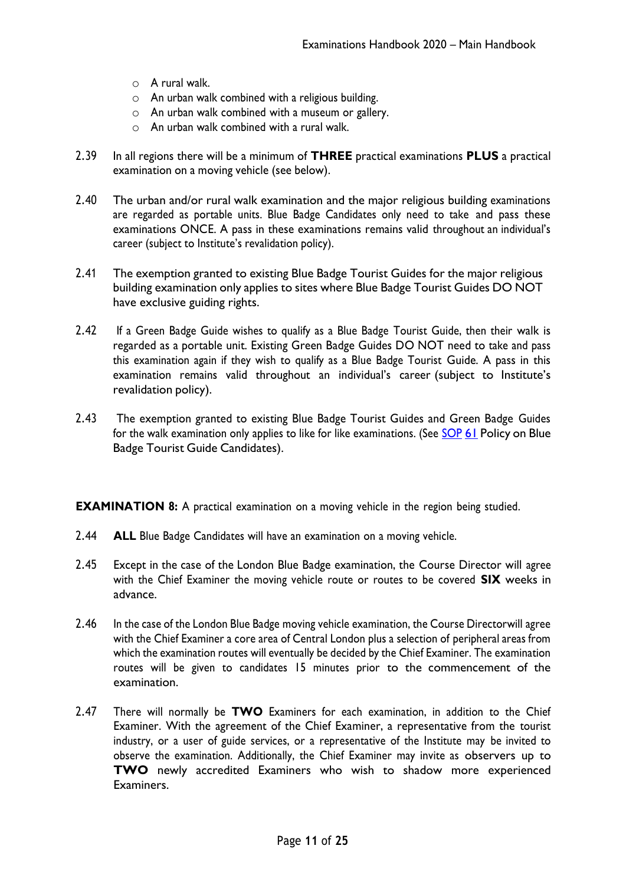- A rural walk.
- An urban walk combined with a religious building.
- An urban walk combined with a museum or gallery.
- An urban walk combined with a rural walk.

2.39 In all regions there will be a minimum of **THREE** practical examinations **PLUS** a practical examination on a moving vehicle (see below).

2.40 The urban and/or rural walk examination and the major religious building examinations are regarded as portable units. Blue Badge Candidates only need to take and pass these examinations ONCE. A pass in these examinations remains valid throughout an individual's career (subject to Institute's revalidation policy).

2.41 The exemption granted to existing Blue Badge Tourist Guides for the major religious building examination only applies to sites where Blue Badge Tourist Guides DO NOT have exclusive guiding rights.

2.42 If a Green Badge Guide wishes to qualify as a Blue Badge Tourist Guide, then their walk is regarded as a portable unit. Existing Green Badge Guides DO NOT need to take and pass this examination again if they wish to qualify as a Blue Badge Tourist Guide. A pass in this examination remains valid throughout an individual's career (subject to Institute's revalidation policy).

2.43 The exemption granted to existing Blue Badge Tourist Guides and Green Badge Guides for the walk examination only applies to like for like examinations. (See SOP 61 Policy on Blue Badge Tourist Guide Candidates).

**EXAMINATION 8:** A practical examination on a moving vehicle in the region being studied.

2.44 **ALL** Blue Badge Candidates will have an examination on a moving vehicle.

2.45 Except in the case of the London Blue Badge examination, the Course Director will agree with the Chief Examiner the moving vehicle route or routes to be covered **SIX** weeks in advance.

2.46 In the case of the London Blue Badge moving vehicle examination, the Course Directorwill agree with the Chief Examiner a core area of Central London plus a selection of peripheral areas from which the examination routes will eventually be decided by the Chief Examiner. The examination routes will be given to candidates 15 minutes prior to the commencement of the examination.

2.47 There will normally be **TWO** Examiners for each examination, in addition to the Chief Examiner. With the agreement of the Chief Examiner, a representative from the tourist industry, or a user of guide services, or a representative of the Institute may be invited to observe the examination. Additionally, the Chief Examiner may invite as observers up to **TWO** newly accredited Examiners who wish to shadow more experienced Examiners.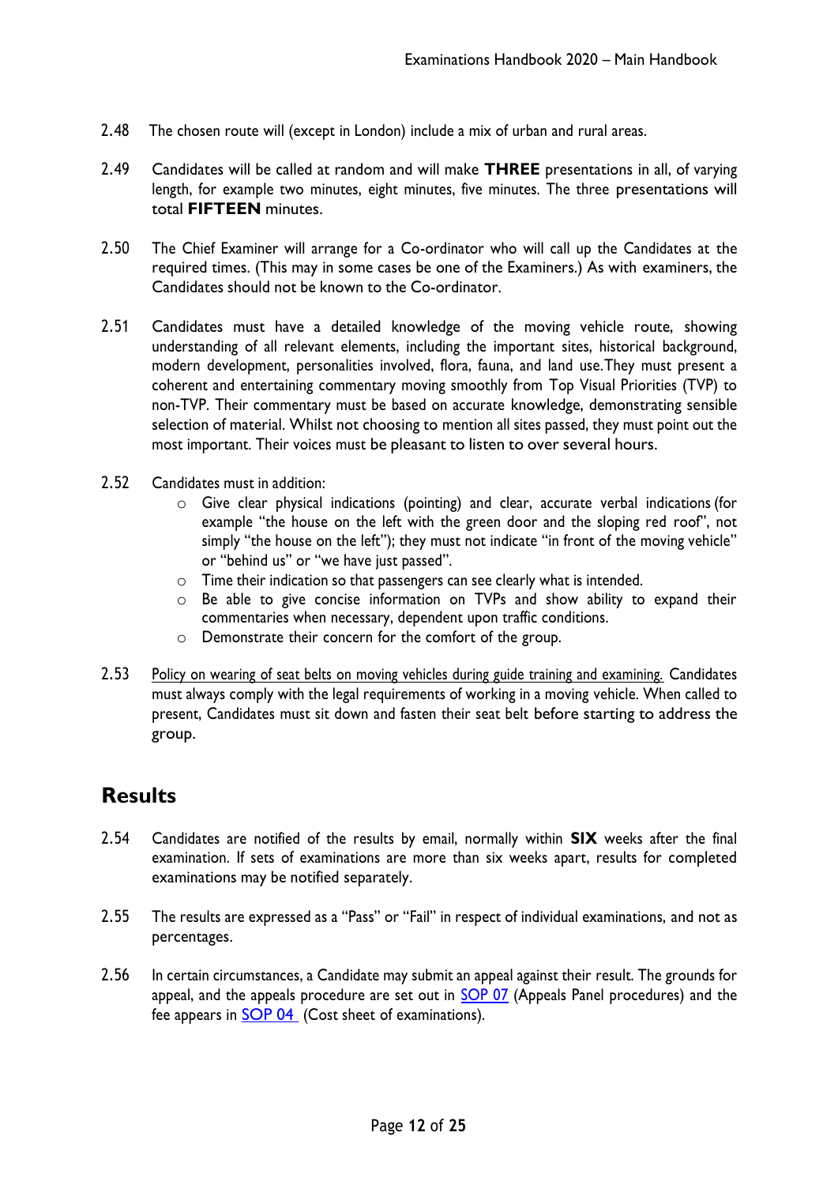2.48 The chosen route will (except in London) include a mix of urban and rural areas.

2.49 Candidates will be called at random and will make **THREE** presentations in all, of varying length, for example two minutes, eight minutes, five minutes. The three presentations will total **FIFTEEN** minutes.

2.50 The Chief Examiner will arrange for a Co-ordinator who will call up the Candidates at the required times. (This may in some cases be one of the Examiners.) As with examiners, the Candidates should not be known to the Co-ordinator.

2.51 Candidates must have a detailed knowledge of the moving vehicle route, showing understanding of all relevant elements, including the important sites, historical background, modern development, personalities involved, flora, fauna, and land use. They must present a coherent and entertaining commentary moving smoothly from Top Visual Priorities (TVP) to non-TVP. Their commentary must be based on accurate knowledge, demonstrating sensible selection of material. Whilst not choosing to mention all sites passed, they must point out the most important. Their voices must be pleasant to listen to over several hours.

2.52 Candidates must in addition:

- Give clear physical indications (pointing) and clear, accurate verbal indications (for example "the house on the left with the green door and the sloping red roof", not simply "the house on the left"); they must not indicate "in front of the moving vehicle" or "behind us" or "we have just passed".
- Time their indication so that passengers can see clearly what is intended.
- Be able to give concise information on TVPs and show ability to expand their commentaries when necessary, dependent upon traffic conditions.
- Demonstrate their concern for the comfort of the group.

2.53 Policy on wearing of seat belts on moving vehicles during guide training and examining. Candidates must always comply with the legal requirements of working in a moving vehicle. When called to present, Candidates must sit down and fasten their seat belt before starting to address the group.

## Results

2.54 Candidates are notified of the results by email, normally within **SIX** weeks after the final examination. If sets of examinations are more than six weeks apart, results for completed examinations may be notified separately.

2.55 The results are expressed as a "Pass" or "Fail" in respect of individual examinations, and not as percentages.

2.56 In certain circumstances, a Candidate may submit an appeal against their result. The grounds for appeal, and the appeals procedure are set out in SOP 07 (Appeals Panel procedures) and the fee appears in SOP 04 (Cost sheet of examinations).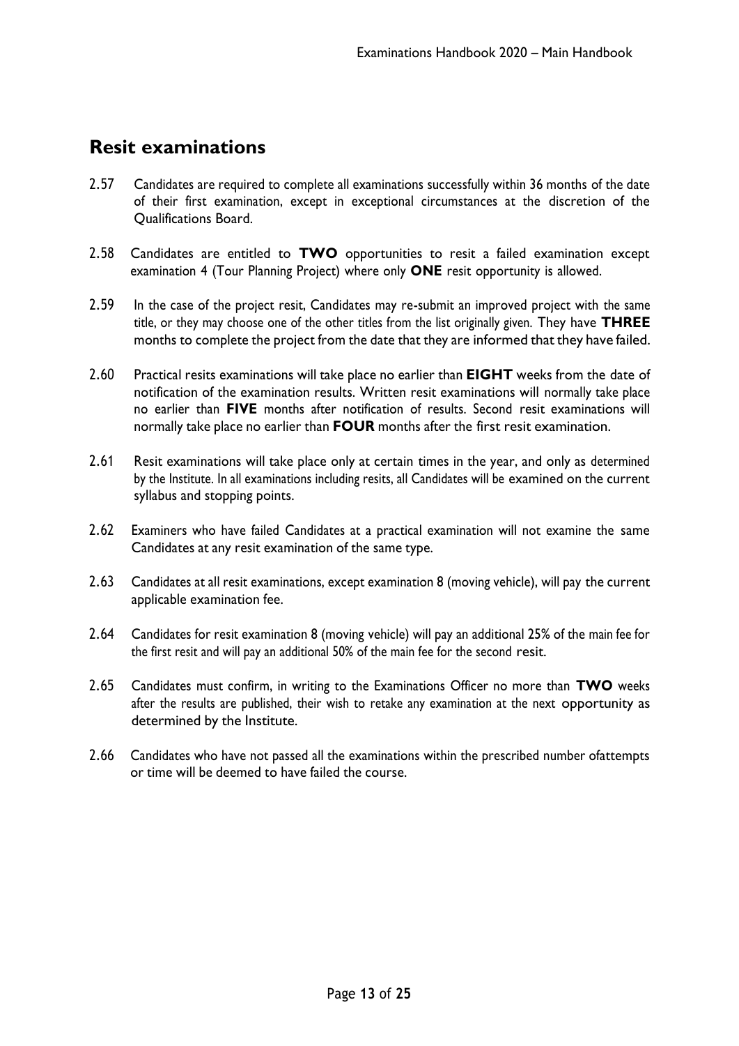## Resit examinations

2.57 Candidates are required to complete all examinations successfully within 36 months of the date of their first examination, except in exceptional circumstances at the discretion of the Qualifications Board.

2.58 Candidates are entitled to **TWO** opportunities to resit a failed examination except examination 4 (Tour Planning Project) where only **ONE** resit opportunity is allowed.

2.59 In the case of the project resit, Candidates may re-submit an improved project with the same title, or they may choose one of the other titles from the list originally given. They have **THREE** months to complete the project from the date that they are informed that they have failed.

2.60 Practical resits examinations will take place no earlier than **EIGHT** weeks from the date of notification of the examination results. Written resit examinations will normally take place no earlier than **FIVE** months after notification of results. Second resit examinations will normally take place no earlier than **FOUR** months after the first resit examination.

2.61 Resit examinations will take place only at certain times in the year, and only as determined by the Institute. In all examinations including resits, all Candidates will be examined on the current syllabus and stopping points.

2.62 Examiners who have failed Candidates at a practical examination will not examine the same Candidates at any resit examination of the same type.

2.63 Candidates at all resit examinations, except examination 8 (moving vehicle), will pay the current applicable examination fee.

2.64 Candidates for resit examination 8 (moving vehicle) will pay an additional 25% of the main fee for the first resit and will pay an additional 50% of the main fee for the second resit.

2.65 Candidates must confirm, in writing to the Examinations Officer no more than **TWO** weeks after the results are published, their wish to retake any examination at the next opportunity as determined by the Institute.

2.66 Candidates who have not passed all the examinations within the prescribed number ofattempts or time will be deemed to have failed the course.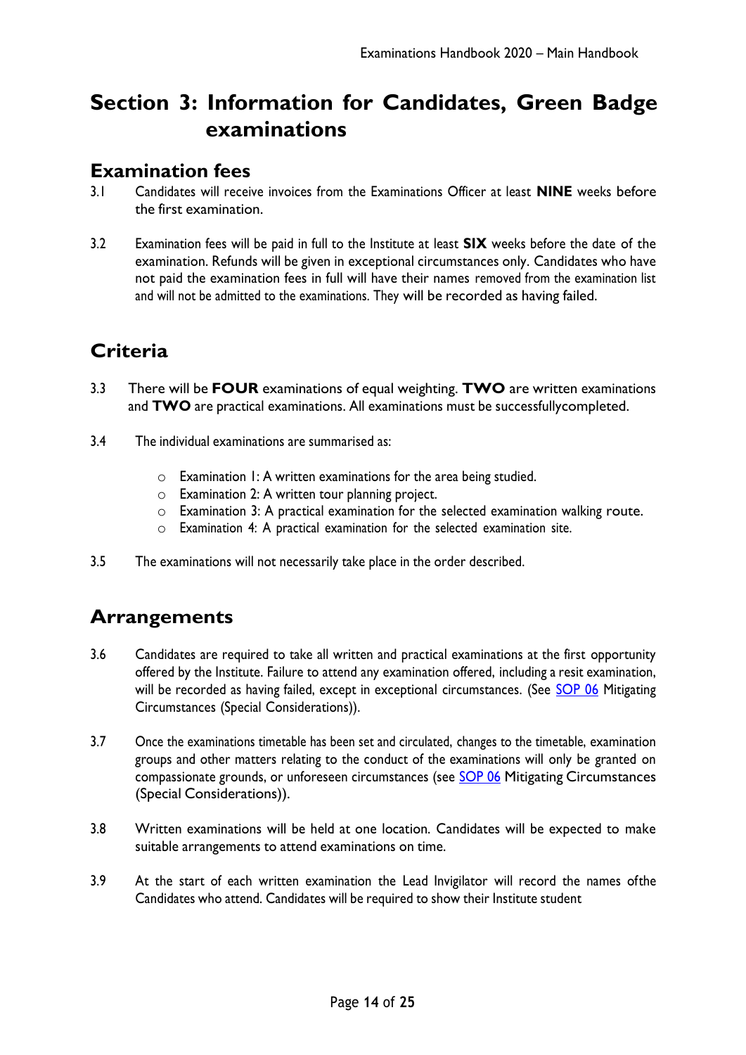# Section 3: Information for Candidates, Green Badge examinations

## Examination fees

3.1 Candidates will receive invoices from the Examinations Officer at least **NINE** weeks before the first examination.

3.2 Examination fees will be paid in full to the Institute at least **SIX** weeks before the date of the examination. Refunds will be given in exceptional circumstances only. Candidates who have not paid the examination fees in full will have their names removed from the examination list and will not be admitted to the examinations. They will be recorded as having failed.

## Criteria

3.3 There will be **FOUR** examinations of equal weighting. **TWO** are written examinations and **TWO** are practical examinations. All examinations must be successfullycompleted.

3.4 The individual examinations are summarised as:

- Examination 1: A written examinations for the area being studied.
- Examination 2: A written tour planning project.
- Examination 3: A practical examination for the selected examination walking route.
- Examination 4: A practical examination for the selected examination site.

3.5 The examinations will not necessarily take place in the order described.

## Arrangements

3.6 Candidates are required to take all written and practical examinations at the first opportunity offered by the Institute. Failure to attend any examination offered, including a resit examination, will be recorded as having failed, except in exceptional circumstances. (See SOP 06 Mitigating Circumstances (Special Considerations)).

3.7 Once the examinations timetable has been set and circulated, changes to the timetable, examination groups and other matters relating to the conduct of the examinations will only be granted on compassionate grounds, or unforeseen circumstances (see SOP 06 Mitigating Circumstances (Special Considerations)).

3.8 Written examinations will be held at one location. Candidates will be expected to make suitable arrangements to attend examinations on time.

3.9 At the start of each written examination the Lead Invigilator will record the names ofthe Candidates who attend. Candidates will be required to show their Institute student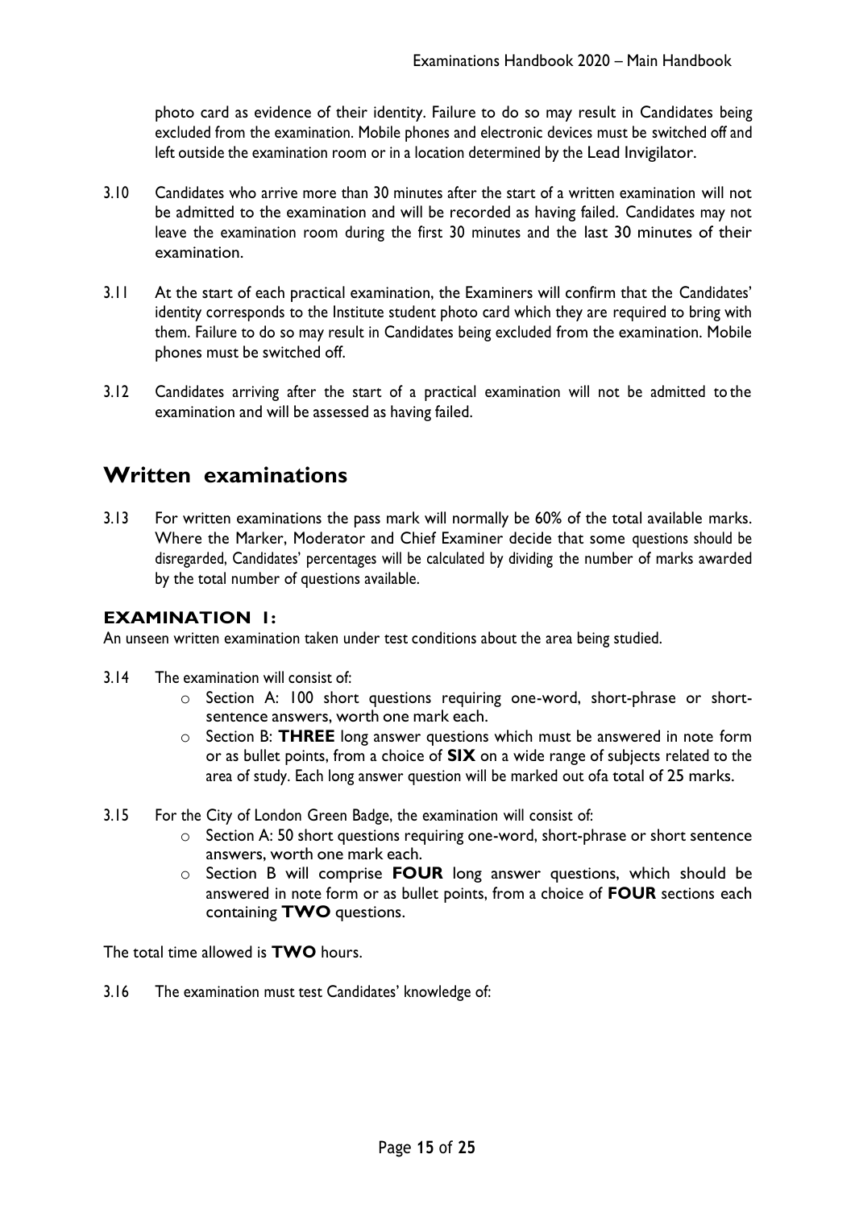photo card as evidence of their identity. Failure to do so may result in Candidates being excluded from the examination. Mobile phones and electronic devices must be switched off and left outside the examination room or in a location determined by the Lead Invigilator.

3.10 Candidates who arrive more than 30 minutes after the start of a written examination will not be admitted to the examination and will be recorded as having failed. Candidates may not leave the examination room during the first 30 minutes and the last 30 minutes of their examination.

3.11 At the start of each practical examination, the Examiners will confirm that the Candidates' identity corresponds to the Institute student photo card which they are required to bring with them. Failure to do so may result in Candidates being excluded from the examination. Mobile phones must be switched off.

3.12 Candidates arriving after the start of a practical examination will not be admitted to the examination and will be assessed as having failed.

## Written examinations

3.13 For written examinations the pass mark will normally be 60% of the total available marks. Where the Marker, Moderator and Chief Examiner decide that some questions should be disregarded, Candidates' percentages will be calculated by dividing the number of marks awarded by the total number of questions available.

### EXAMINATION 1:

An unseen written examination taken under test conditions about the area being studied.

3.14 The examination will consist of:

- Section A: 100 short questions requiring one-word, short-phrase or short-sentence answers, worth one mark each.
- Section B: **THREE** long answer questions which must be answered in note form or as bullet points, from a choice of **SIX** on a wide range of subjects related to the area of study. Each long answer question will be marked out ofa total of 25 marks.

3.15 For the City of London Green Badge, the examination will consist of:

- Section A: 50 short questions requiring one-word, short-phrase or short sentence answers, worth one mark each.
- Section B will comprise **FOUR** long answer questions, which should be answered in note form or as bullet points, from a choice of **FOUR** sections each containing **TWO** questions.

The total time allowed is **TWO** hours.

3.16 The examination must test Candidates' knowledge of: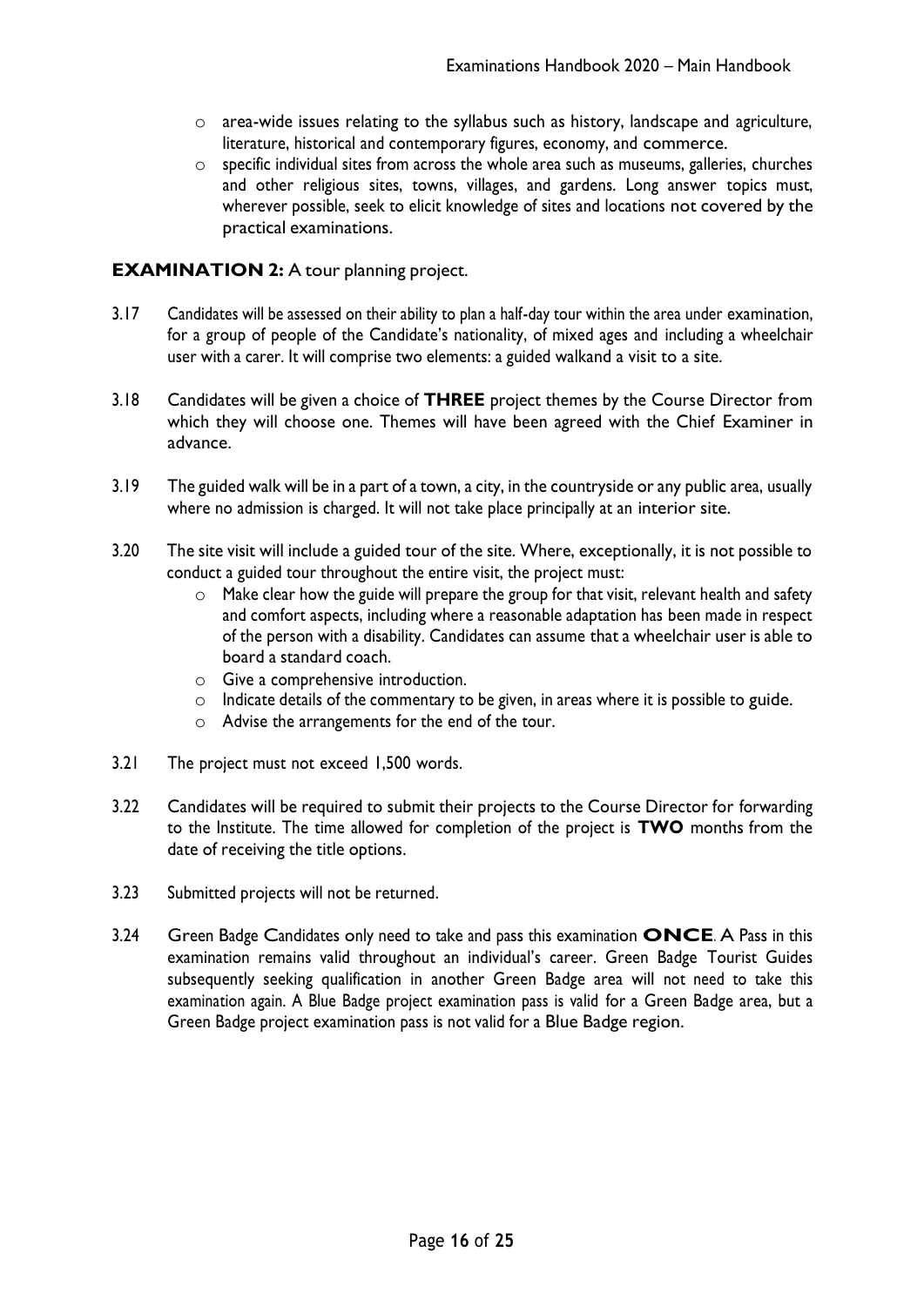- area-wide issues relating to the syllabus such as history, landscape and agriculture, literature, historical and contemporary figures, economy, and commerce.
- specific individual sites from across the whole area such as museums, galleries, churches and other religious sites, towns, villages, and gardens. Long answer topics must, wherever possible, seek to elicit knowledge of sites and locations not covered by the practical examinations.

### **EXAMINATION 2:** A tour planning project.

3.17 Candidates will be assessed on their ability to plan a half-day tour within the area under examination, for a group of people of the Candidate's nationality, of mixed ages and including a wheelchair user with a carer. It will comprise two elements: a guided walkand a visit to a site.

3.18 Candidates will be given a choice of **THREE** project themes by the Course Director from which they will choose one. Themes will have been agreed with the Chief Examiner in advance.

3.19 The guided walk will be in a part of a town, a city, in the countryside or any public area, usually where no admission is charged. It will not take place principally at an interior site.

3.20 The site visit will include a guided tour of the site. Where, exceptionally, it is not possible to conduct a guided tour throughout the entire visit, the project must:

- Make clear how the guide will prepare the group for that visit, relevant health and safety and comfort aspects, including where a reasonable adaptation has been made in respect of the person with a disability. Candidates can assume that a wheelchair user is able to board a standard coach.
- Give a comprehensive introduction.
- Indicate details of the commentary to be given, in areas where it is possible to guide.
- Advise the arrangements for the end of the tour.

3.21 The project must not exceed 1,500 words.

3.22 Candidates will be required to submit their projects to the Course Director for forwarding to the Institute. The time allowed for completion of the project is **TWO** months from the date of receiving the title options.

3.23 Submitted projects will not be returned.

3.24 Green Badge Candidates only need to take and pass this examination **ONCE**. A Pass in this examination remains valid throughout an individual's career. Green Badge Tourist Guides subsequently seeking qualification in another Green Badge area will not need to take this examination again. A Blue Badge project examination pass is valid for a Green Badge area, but a Green Badge project examination pass is not valid for a Blue Badge region.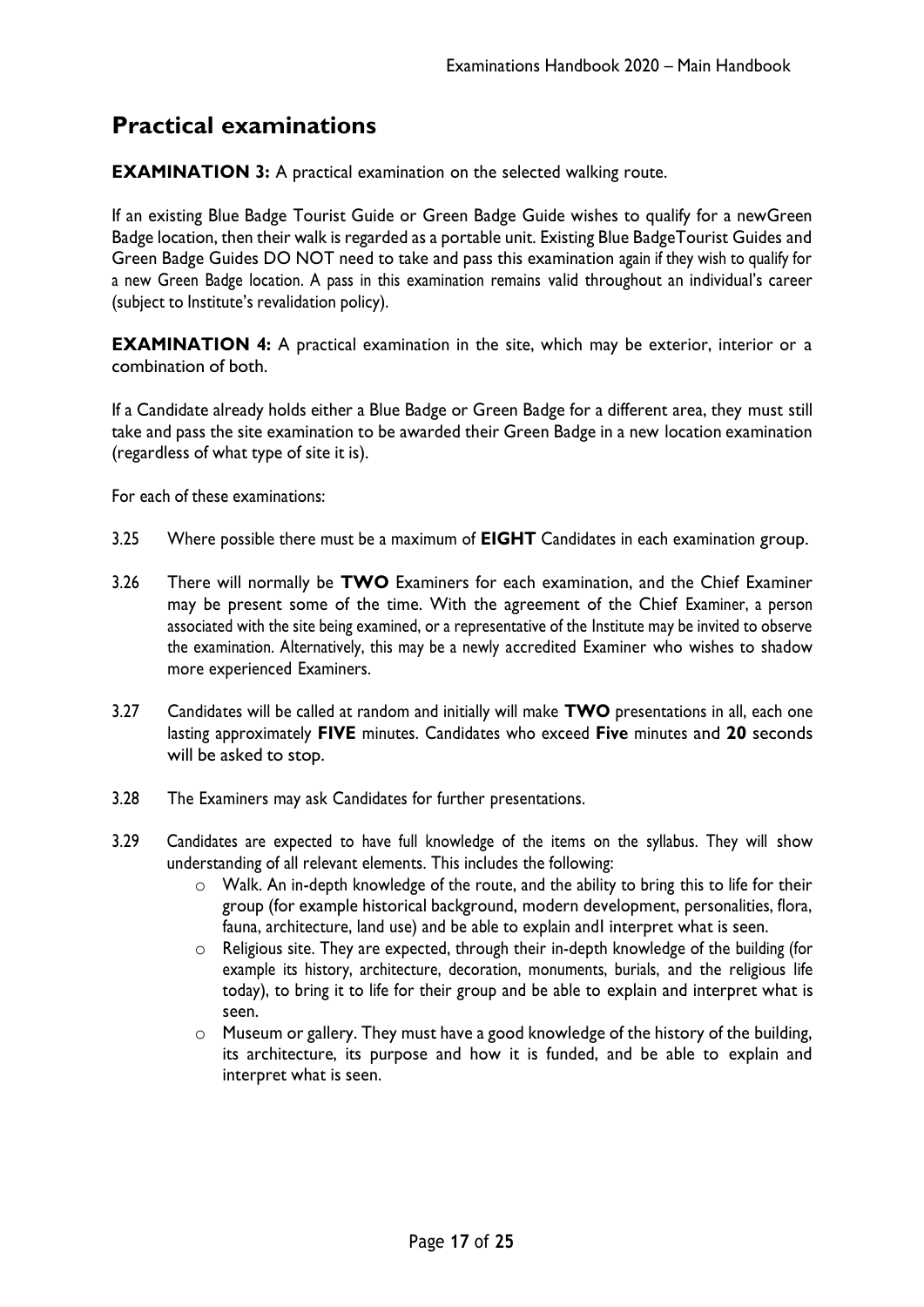## Practical examinations

**EXAMINATION 3:** A practical examination on the selected walking route.

If an existing Blue Badge Tourist Guide or Green Badge Guide wishes to qualify for a newGreen Badge location, then their walk is regarded as a portable unit. Existing Blue BadgeTourist Guides and Green Badge Guides DO NOT need to take and pass this examination again if they wish to qualify for a new Green Badge location. A pass in this examination remains valid throughout an individual's career (subject to Institute's revalidation policy).

**EXAMINATION 4:** A practical examination in the site, which may be exterior, interior or a combination of both.

If a Candidate already holds either a Blue Badge or Green Badge for a different area, they must still take and pass the site examination to be awarded their Green Badge in a new location examination (regardless of what type of site it is).

For each of these examinations:

3.25 Where possible there must be a maximum of **EIGHT** Candidates in each examination group.

3.26 There will normally be **TWO** Examiners for each examination, and the Chief Examiner may be present some of the time. With the agreement of the Chief Examiner, a person associated with the site being examined, or a representative of the Institute may be invited to observe the examination. Alternatively, this may be a newly accredited Examiner who wishes to shadow more experienced Examiners.

3.27 Candidates will be called at random and initially will make **TWO** presentations in all, each one lasting approximately **FIVE** minutes. Candidates who exceed **Five** minutes and **20** seconds will be asked to stop.

3.28 The Examiners may ask Candidates for further presentations.

3.29 Candidates are expected to have full knowledge of the items on the syllabus. They will show understanding of all relevant elements. This includes the following:

- Walk. An in-depth knowledge of the route, and the ability to bring this to life for their group (for example historical background, modern development, personalities, flora, fauna, architecture, land use) and be able to explain andI interpret what is seen.
- Religious site. They are expected, through their in-depth knowledge of the building (for example its history, architecture, decoration, monuments, burials, and the religious life today), to bring it to life for their group and be able to explain and interpret what is seen.
- Museum or gallery. They must have a good knowledge of the history of the building, its architecture, its purpose and how it is funded, and be able to explain and interpret what is seen.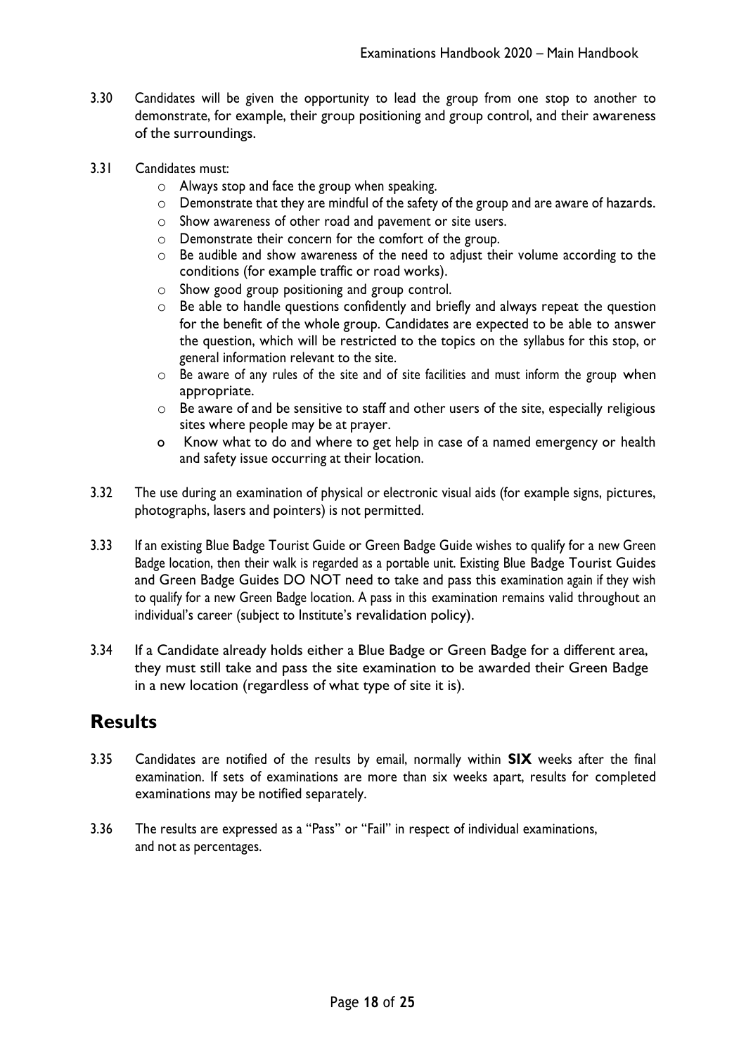3.30 Candidates will be given the opportunity to lead the group from one stop to another to demonstrate, for example, their group positioning and group control, and their awareness of the surroundings.

3.31 Candidates must:

- Always stop and face the group when speaking.
- Demonstrate that they are mindful of the safety of the group and are aware of hazards.
- Show awareness of other road and pavement or site users.
- Demonstrate their concern for the comfort of the group.
- Be audible and show awareness of the need to adjust their volume according to the conditions (for example traffic or road works).
- Show good group positioning and group control.
- Be able to handle questions confidently and briefly and always repeat the question for the benefit of the whole group. Candidates are expected to be able to answer the question, which will be restricted to the topics on the syllabus for this stop, or general information relevant to the site.
- Be aware of any rules of the site and of site facilities and must inform the group when appropriate.
- Be aware of and be sensitive to staff and other users of the site, especially religious sites where people may be at prayer.
- Know what to do and where to get help in case of a named emergency or health and safety issue occurring at their location.

3.32 The use during an examination of physical or electronic visual aids (for example signs, pictures, photographs, lasers and pointers) is not permitted.

3.33 If an existing Blue Badge Tourist Guide or Green Badge Guide wishes to qualify for a new Green Badge location, then their walk is regarded as a portable unit. Existing Blue Badge Tourist Guides and Green Badge Guides DO NOT need to take and pass this examination again if they wish to qualify for a new Green Badge location. A pass in this examination remains valid throughout an individual's career (subject to Institute's revalidation policy).

3.34 If a Candidate already holds either a Blue Badge or Green Badge for a different area, they must still take and pass the site examination to be awarded their Green Badge in a new location (regardless of what type of site it is).

## Results

3.35 Candidates are notified of the results by email, normally within **SIX** weeks after the final examination. If sets of examinations are more than six weeks apart, results for completed examinations may be notified separately.

3.36 The results are expressed as a "Pass" or "Fail" in respect of individual examinations, and not as percentages.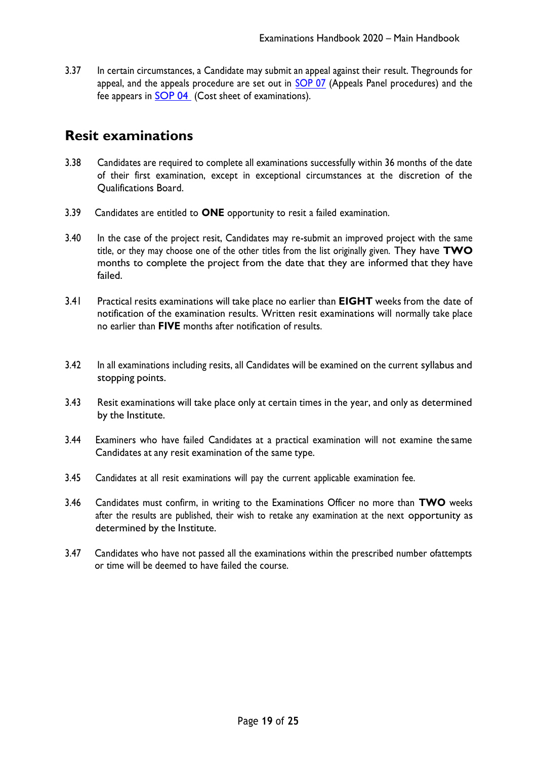3.37 In certain circumstances, a Candidate may submit an appeal against their result. Thegrounds for appeal, and the appeals procedure are set out in [SOP 07](SOP 07) (Appeals Panel procedures) and the fee appears in [SOP 04](SOP 04) (Cost sheet of examinations).

## Resit examinations

3.38 Candidates are required to complete all examinations successfully within 36 months of the date of their first examination, except in exceptional circumstances at the discretion of the Qualifications Board.

3.39 Candidates are entitled to **ONE** opportunity to resit a failed examination.

3.40 In the case of the project resit, Candidates may re-submit an improved project with the same title, or they may choose one of the other titles from the list originally given. They have **TWO** months to complete the project from the date that they are informed that they have failed.

3.41 Practical resits examinations will take place no earlier than **EIGHT** weeks from the date of notification of the examination results. Written resit examinations will normally take place no earlier than **FIVE** months after notification of results.

3.42 In all examinations including resits, all Candidates will be examined on the current syllabus and stopping points.

3.43 Resit examinations will take place only at certain times in the year, and only as determined by the Institute.

3.44 Examiners who have failed Candidates at a practical examination will not examine the same Candidates at any resit examination of the same type.

3.45 Candidates at all resit examinations will pay the current applicable examination fee.

3.46 Candidates must confirm, in writing to the Examinations Officer no more than **TWO** weeks after the results are published, their wish to retake any examination at the next opportunity as determined by the Institute.

3.47 Candidates who have not passed all the examinations within the prescribed number ofattempts or time will be deemed to have failed the course.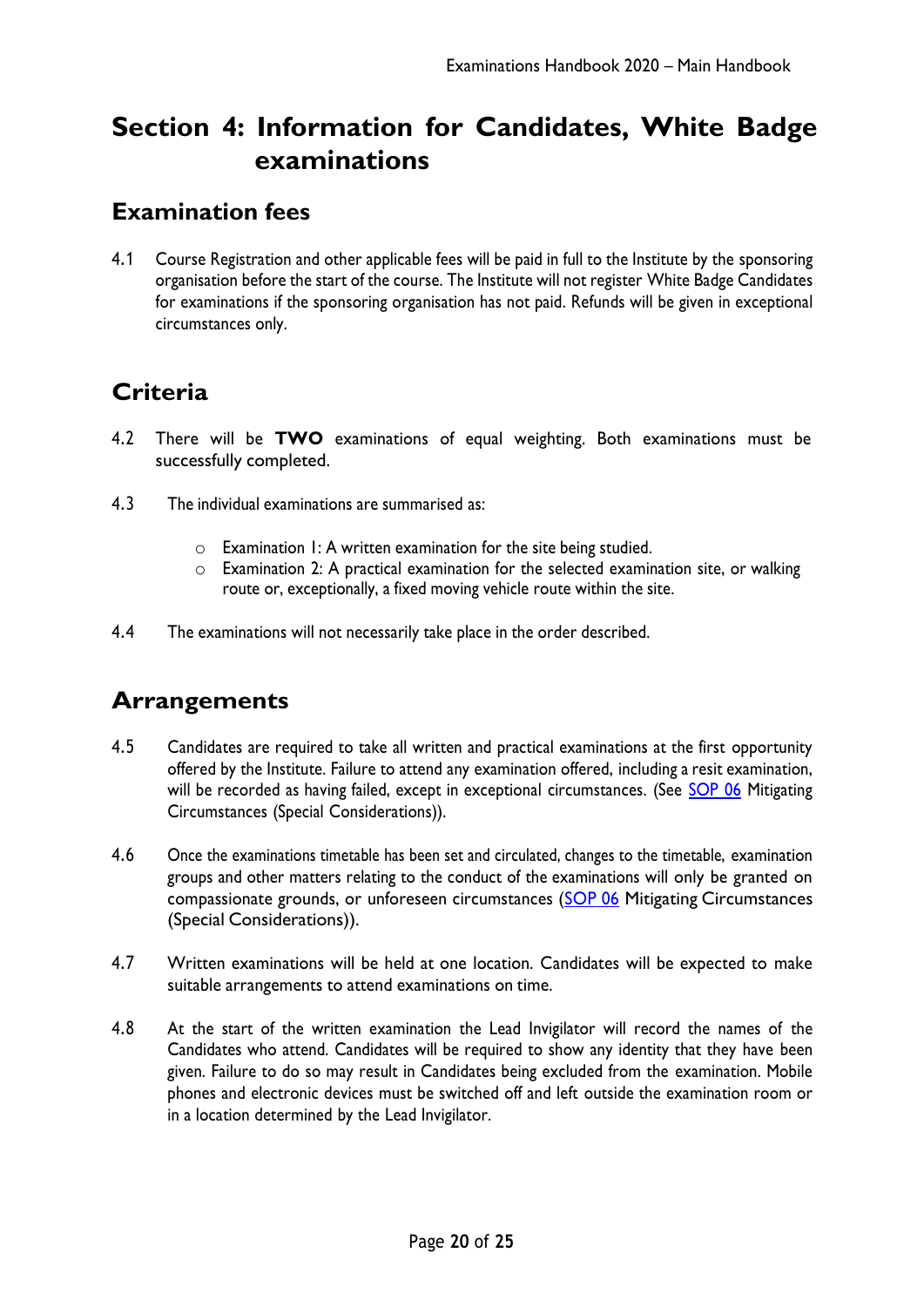# Section 4: Information for Candidates, White Badge examinations

## Examination fees

4.1 Course Registration and other applicable fees will be paid in full to the Institute by the sponsoring organisation before the start of the course. The Institute will not register White Badge Candidates for examinations if the sponsoring organisation has not paid. Refunds will be given in exceptional circumstances only.

## Criteria

4.2 There will be **TWO** examinations of equal weighting. Both examinations must be successfully completed.

4.3 The individual examinations are summarised as:

- Examination 1: A written examination for the site being studied.
- Examination 2: A practical examination for the selected examination site, or walking route or, exceptionally, a fixed moving vehicle route within the site.

4.4 The examinations will not necessarily take place in the order described.

## Arrangements

4.5 Candidates are required to take all written and practical examinations at the first opportunity offered by the Institute. Failure to attend any examination offered, including a resit examination, will be recorded as having failed, except in exceptional circumstances. (See SOP 06 Mitigating Circumstances (Special Considerations)).

4.6 Once the examinations timetable has been set and circulated, changes to the timetable, examination groups and other matters relating to the conduct of the examinations will only be granted on compassionate grounds, or unforeseen circumstances (SOP 06 Mitigating Circumstances (Special Considerations)).

4.7 Written examinations will be held at one location. Candidates will be expected to make suitable arrangements to attend examinations on time.

4.8 At the start of the written examination the Lead Invigilator will record the names of the Candidates who attend. Candidates will be required to show any identity that they have been given. Failure to do so may result in Candidates being excluded from the examination. Mobile phones and electronic devices must be switched off and left outside the examination room or in a location determined by the Lead Invigilator.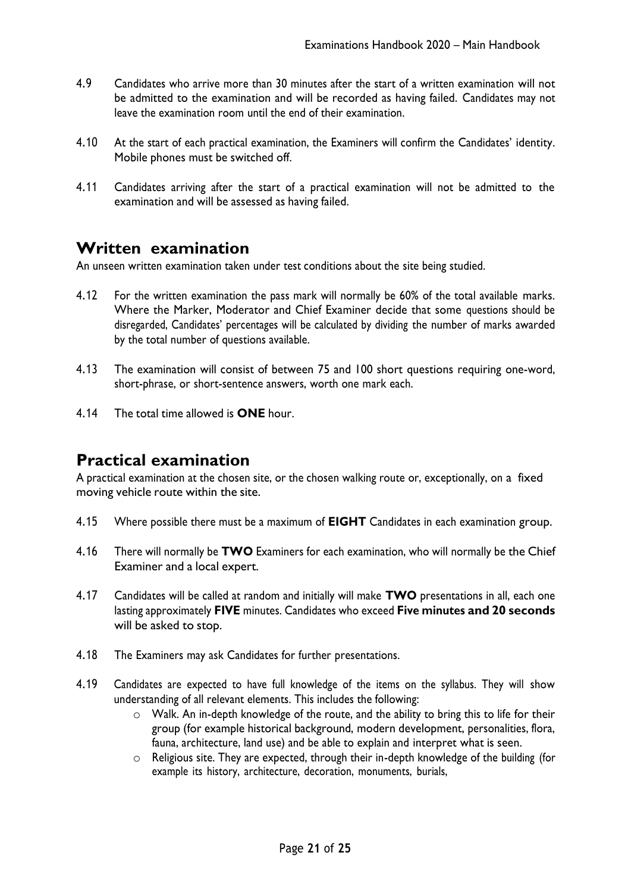4.9 Candidates who arrive more than 30 minutes after the start of a written examination will not be admitted to the examination and will be recorded as having failed. Candidates may not leave the examination room until the end of their examination.

4.10 At the start of each practical examination, the Examiners will confirm the Candidates' identity. Mobile phones must be switched off.

4.11 Candidates arriving after the start of a practical examination will not be admitted to the examination and will be assessed as having failed.

## Written examination

An unseen written examination taken under test conditions about the site being studied.

4.12 For the written examination the pass mark will normally be 60% of the total available marks. Where the Marker, Moderator and Chief Examiner decide that some questions should be disregarded, Candidates' percentages will be calculated by dividing the number of marks awarded by the total number of questions available.

4.13 The examination will consist of between 75 and 100 short questions requiring one-word, short-phrase, or short-sentence answers, worth one mark each.

4.14 The total time allowed is **ONE** hour.

## Practical examination

A practical examination at the chosen site, or the chosen walking route or, exceptionally, on a fixed moving vehicle route within the site.

4.15 Where possible there must be a maximum of **EIGHT** Candidates in each examination group.

4.16 There will normally be **TWO** Examiners for each examination, who will normally be the Chief Examiner and a local expert.

4.17 Candidates will be called at random and initially will make **TWO** presentations in all, each one lasting approximately **FIVE** minutes. Candidates who exceed **Five minutes and 20 seconds** will be asked to stop.

4.18 The Examiners may ask Candidates for further presentations.

4.19 Candidates are expected to have full knowledge of the items on the syllabus. They will show understanding of all relevant elements. This includes the following:

- Walk. An in-depth knowledge of the route, and the ability to bring this to life for their group (for example historical background, modern development, personalities, flora, fauna, architecture, land use) and be able to explain and interpret what is seen.
- Religious site. They are expected, through their in-depth knowledge of the building (for example its history, architecture, decoration, monuments, burials,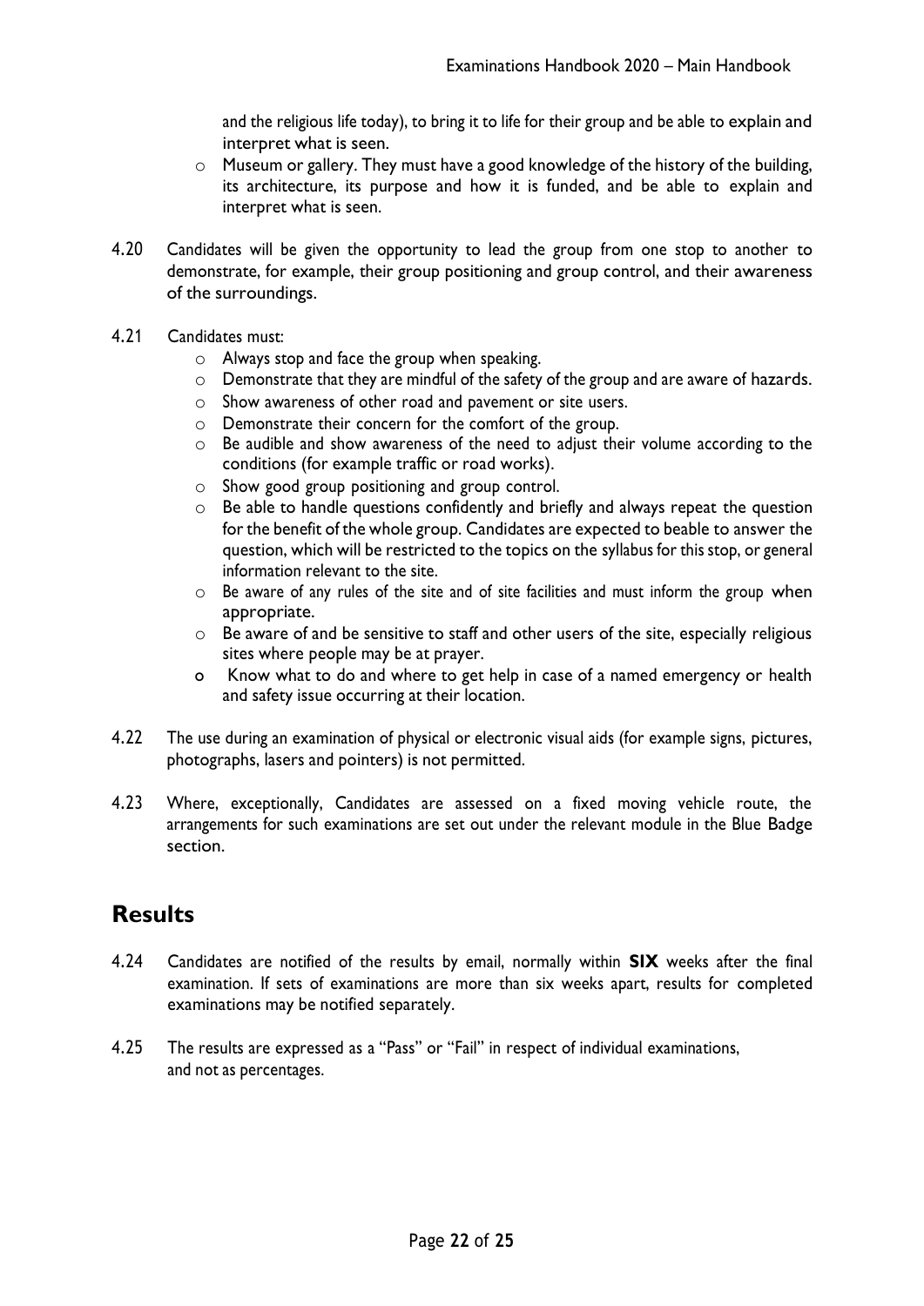and the religious life today), to bring it to life for their group and be able to explain and interpret what is seen.

- Museum or gallery. They must have a good knowledge of the history of the building, its architecture, its purpose and how it is funded, and be able to explain and interpret what is seen.

4.20 Candidates will be given the opportunity to lead the group from one stop to another to demonstrate, for example, their group positioning and group control, and their awareness of the surroundings.

4.21 Candidates must:

- Always stop and face the group when speaking.
- Demonstrate that they are mindful of the safety of the group and are aware of hazards.
- Show awareness of other road and pavement or site users.
- Demonstrate their concern for the comfort of the group.
- Be audible and show awareness of the need to adjust their volume according to the conditions (for example traffic or road works).
- Show good group positioning and group control.
- Be able to handle questions confidently and briefly and always repeat the question for the benefit of the whole group. Candidates are expected to beable to answer the question, which will be restricted to the topics on the syllabus for this stop, or general information relevant to the site.
- Be aware of any rules of the site and of site facilities and must inform the group when appropriate.
- Be aware of and be sensitive to staff and other users of the site, especially religious sites where people may be at prayer.
- Know what to do and where to get help in case of a named emergency or health and safety issue occurring at their location.

4.22 The use during an examination of physical or electronic visual aids (for example signs, pictures, photographs, lasers and pointers) is not permitted.

4.23 Where, exceptionally, Candidates are assessed on a fixed moving vehicle route, the arrangements for such examinations are set out under the relevant module in the Blue Badge section.

## Results

4.24 Candidates are notified of the results by email, normally within **SIX** weeks after the final examination. If sets of examinations are more than six weeks apart, results for completed examinations may be notified separately.

4.25 The results are expressed as a "Pass" or "Fail" in respect of individual examinations, and not as percentages.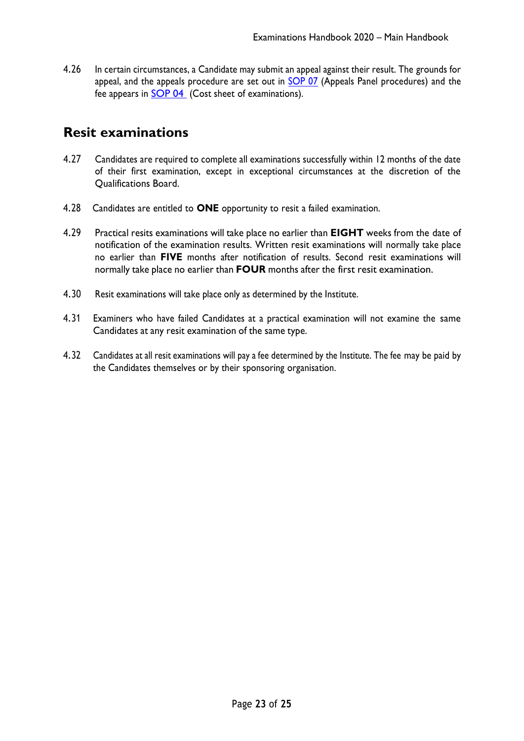4.26 In certain circumstances, a Candidate may submit an appeal against their result. The grounds for appeal, and the appeals procedure are set out in SOP 07 (Appeals Panel procedures) and the fee appears in SOP 04 (Cost sheet of examinations).

## Resit examinations

4.27 Candidates are required to complete all examinations successfully within 12 months of the date of their first examination, except in exceptional circumstances at the discretion of the Qualifications Board.

4.28 Candidates are entitled to **ONE** opportunity to resit a failed examination.

4.29 Practical resits examinations will take place no earlier than **EIGHT** weeks from the date of notification of the examination results. Written resit examinations will normally take place no earlier than **FIVE** months after notification of results. Second resit examinations will normally take place no earlier than **FOUR** months after the first resit examination.

4.30 Resit examinations will take place only as determined by the Institute.

4.31 Examiners who have failed Candidates at a practical examination will not examine the same Candidates at any resit examination of the same type.

4.32 Candidates at all resit examinations will pay a fee determined by the Institute. The fee may be paid by the Candidates themselves or by their sponsoring organisation.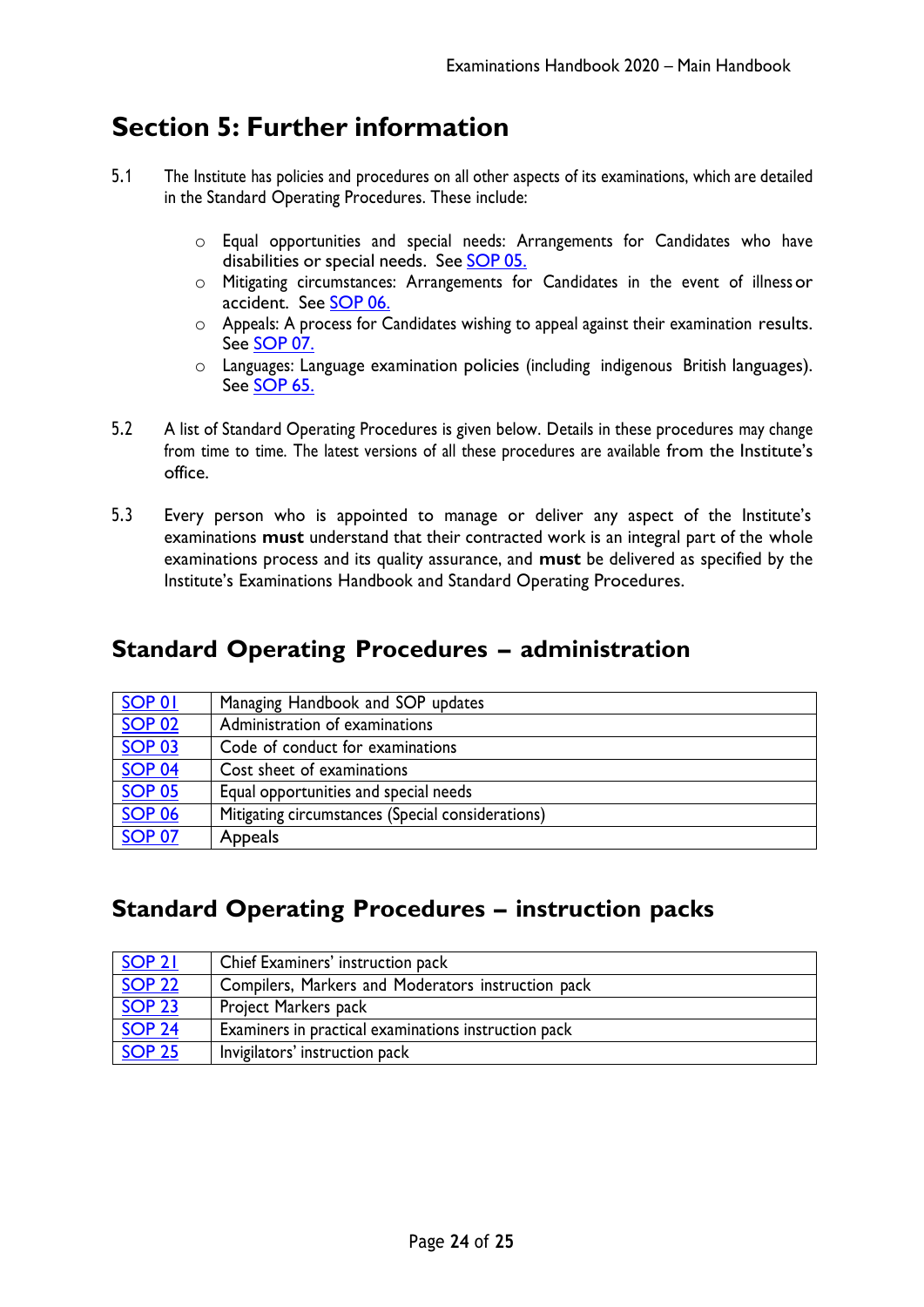## Section 5: Further information

5.1 The Institute has policies and procedures on all other aspects of its examinations, which are detailed in the Standard Operating Procedures. These include:

- Equal opportunities and special needs: Arrangements for Candidates who have disabilities or special needs. See SOP 05.
- Mitigating circumstances: Arrangements for Candidates in the event of illness or accident. See SOP 06.
- Appeals: A process for Candidates wishing to appeal against their examination results. See SOP 07.
- Languages: Language examination policies (including indigenous British languages). See SOP 65.

5.2 A list of Standard Operating Procedures is given below. Details in these procedures may change from time to time. The latest versions of all these procedures are available from the Institute's office.

5.3 Every person who is appointed to manage or deliver any aspect of the Institute's examinations **must** understand that their contracted work is an integral part of the whole examinations process and its quality assurance, and **must** be delivered as specified by the Institute's Examinations Handbook and Standard Operating Procedures.

## Standard Operating Procedures – administration

| | |
|---|---|
| SOP 01 | Managing Handbook and SOP updates |
| SOP 02 | Administration of examinations |
| SOP 03 | Code of conduct for examinations |
| SOP 04 | Cost sheet of examinations |
| SOP 05 | Equal opportunities and special needs |
| SOP 06 | Mitigating circumstances (Special considerations) |
| SOP 07 | Appeals |

## Standard Operating Procedures – instruction packs

| | |
|---|---|
| SOP 21 | Chief Examiners' instruction pack |
| SOP 22 | Compilers, Markers and Moderators instruction pack |
| SOP 23 | Project Markers pack |
| SOP 24 | Examiners in practical examinations instruction pack |
| SOP 25 | Invigilators' instruction pack |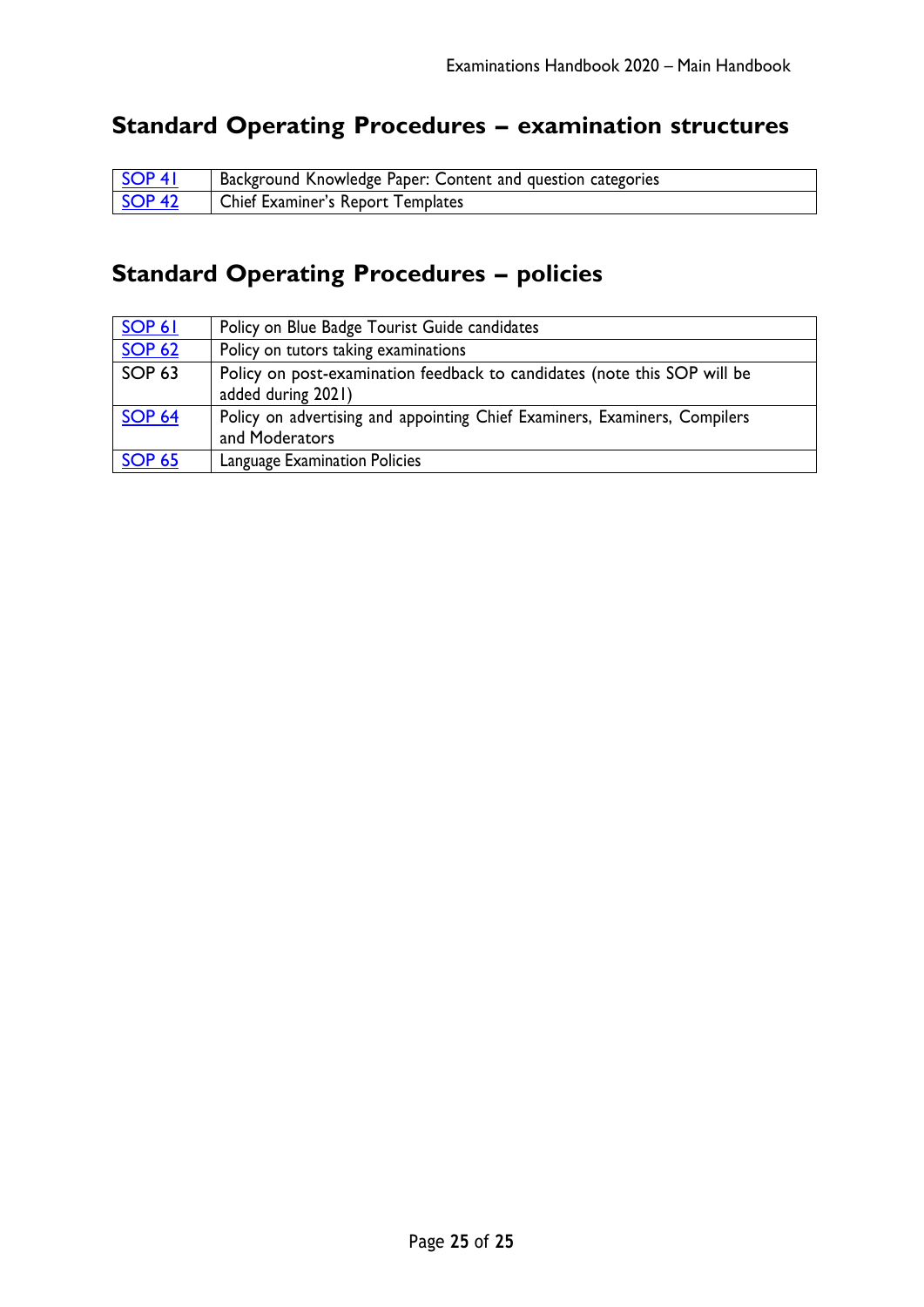## Standard Operating Procedures – examination structures

| | |
|---|---|
| SOP 41 | Background Knowledge Paper: Content and question categories |
| SOP 42 | Chief Examiner's Report Templates |

## Standard Operating Procedures – policies

| | |
|---|---|
| SOP 61 | Policy on Blue Badge Tourist Guide candidates |
| SOP 62 | Policy on tutors taking examinations |
| SOP 63 | Policy on post-examination feedback to candidates (note this SOP will be added during 2021) |
| SOP 64 | Policy on advertising and appointing Chief Examiners, Examiners, Compilers and Moderators |
| SOP 65 | Language Examination Policies |